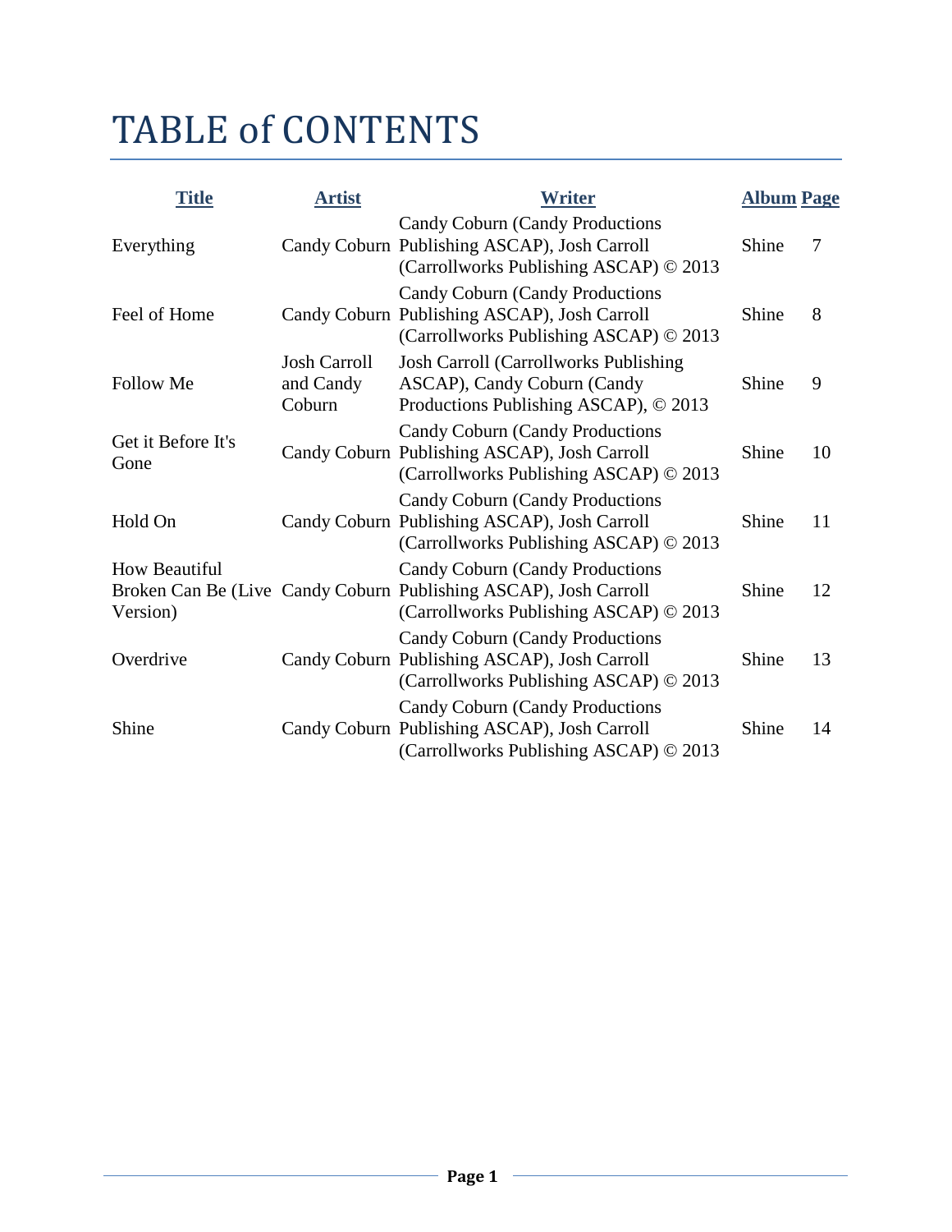# TABLE of CONTENTS

| Title | Artist | Writer | Album | Page |
|---|---|---|---|---|
| Everything | Candy Coburn | Candy Coburn (Candy Productions Publishing ASCAP), Josh Carroll (Carrollworks Publishing ASCAP) © 2013 | Shine | 7 |
| Feel of Home | Candy Coburn | Candy Coburn (Candy Productions Publishing ASCAP), Josh Carroll (Carrollworks Publishing ASCAP) © 2013 | Shine | 8 |
| Follow Me | Josh Carroll and Candy Coburn | Josh Carroll (Carrollworks Publishing ASCAP), Candy Coburn (Candy Productions Publishing ASCAP), © 2013 | Shine | 9 |
| Get it Before It's Gone | Candy Coburn | Candy Coburn (Candy Productions Publishing ASCAP), Josh Carroll (Carrollworks Publishing ASCAP) © 2013 | Shine | 10 |
| Hold On | Candy Coburn | Candy Coburn (Candy Productions Publishing ASCAP), Josh Carroll (Carrollworks Publishing ASCAP) © 2013 | Shine | 11 |
| How Beautiful Broken Can Be (Live Version) | Candy Coburn | Candy Coburn (Candy Productions Publishing ASCAP), Josh Carroll (Carrollworks Publishing ASCAP) © 2013 | Shine | 12 |
| Overdrive | Candy Coburn | Candy Coburn (Candy Productions Publishing ASCAP), Josh Carroll (Carrollworks Publishing ASCAP) © 2013 | Shine | 13 |
| Shine | Candy Coburn | Candy Coburn (Candy Productions Publishing ASCAP), Josh Carroll (Carrollworks Publishing ASCAP) © 2013 | Shine | 14 |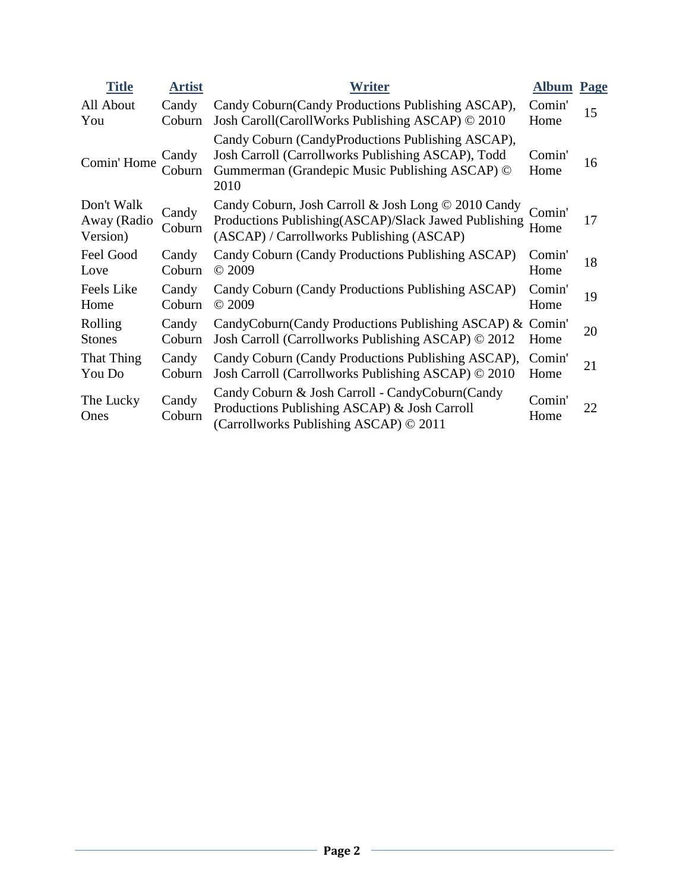| Title | Artist | Writer | Album | Page |
|---|---|---|---|---|
| All About You | Candy Coburn | Candy Coburn(Candy Productions Publishing ASCAP), Josh Caroll(CarollWorks Publishing ASCAP) © 2010 | Comin' Home | 15 |
| Comin' Home | Candy Coburn | Candy Coburn (CandyProductions Publishing ASCAP), Josh Carroll (Carrollworks Publishing ASCAP), Todd Gummerman (Grandepic Music Publishing ASCAP) © 2010 | Comin' Home | 16 |
| Don't Walk Away (Radio Version) | Candy Coburn | Candy Coburn, Josh Carroll & Josh Long © 2010 Candy Productions Publishing(ASCAP)/Slack Jawed Publishing (ASCAP) / Carrollworks Publishing (ASCAP) | Comin' Home | 17 |
| Feel Good Love | Candy Coburn | Candy Coburn (Candy Productions Publishing ASCAP) © 2009 | Comin' Home | 18 |
| Feels Like Home | Candy Coburn | Candy Coburn (Candy Productions Publishing ASCAP) © 2009 | Comin' Home | 19 |
| Rolling Stones | Candy Coburn | CandyCoburn(Candy Productions Publishing ASCAP) & Josh Carroll (Carrollworks Publishing ASCAP) © 2012 | Comin' Home | 20 |
| That Thing You Do | Candy Coburn | Candy Coburn (Candy Productions Publishing ASCAP), Josh Carroll (Carrollworks Publishing ASCAP) © 2010 | Comin' Home | 21 |
| The Lucky Ones | Candy Coburn | Candy Coburn & Josh Carroll - CandyCoburn(Candy Productions Publishing ASCAP) & Josh Carroll (Carrollworks Publishing ASCAP) © 2011 | Comin' Home | 22 |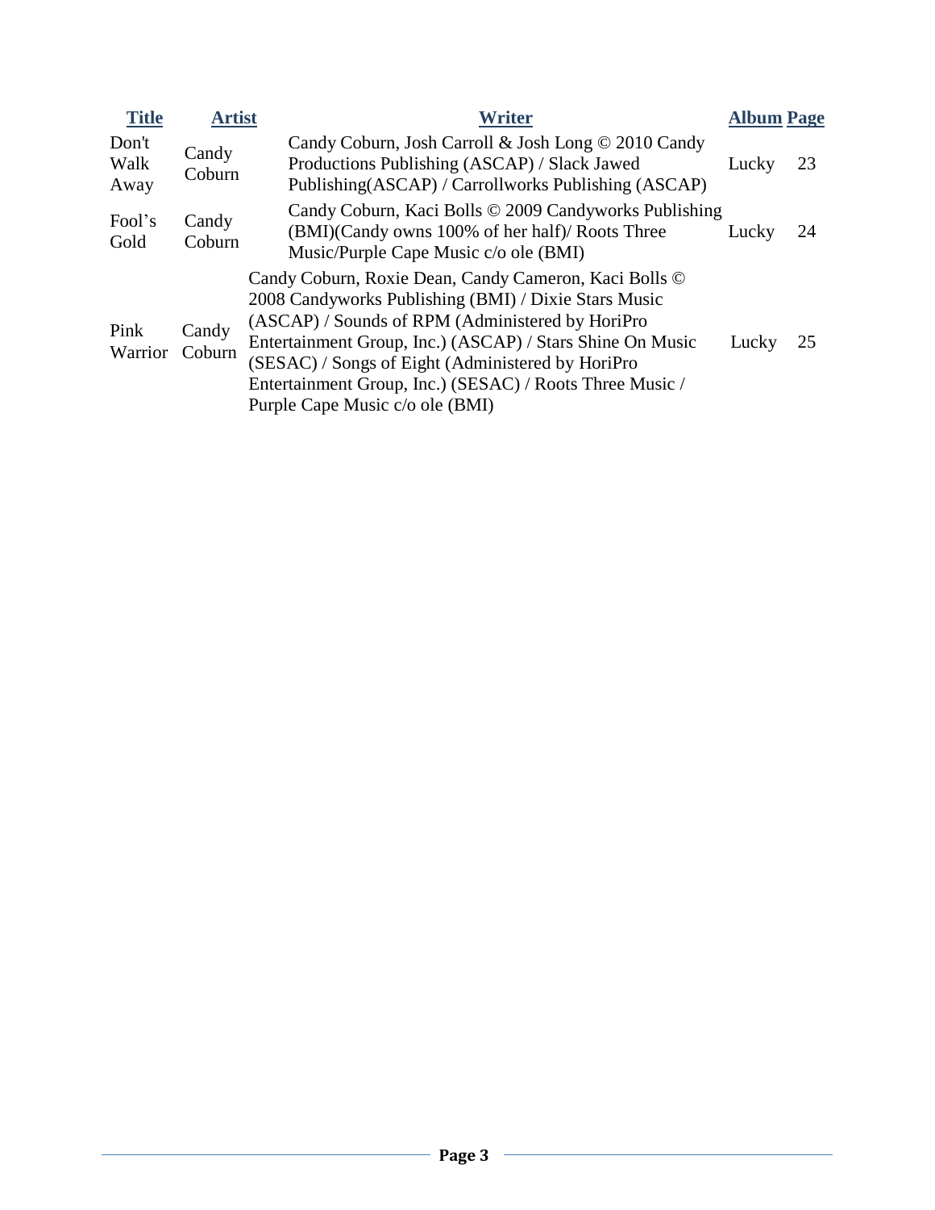| Title | Artist | Writer | Album | Page |
| --- | --- | --- | --- | --- |
| Don't Walk Away | Candy Coburn | Candy Coburn, Josh Carroll & Josh Long © 2010 Candy Productions Publishing (ASCAP) / Slack Jawed Publishing(ASCAP) / Carrollworks Publishing (ASCAP) | Lucky | 23 |
| Fool's Gold | Candy Coburn | Candy Coburn, Kaci Bolls © 2009 Candyworks Publishing (BMI)(Candy owns 100% of her half)/ Roots Three Music/Purple Cape Music c/o ole (BMI) | Lucky | 24 |
| Pink Warrior | Candy Coburn | Candy Coburn, Roxie Dean, Candy Cameron, Kaci Bolls © 2008 Candyworks Publishing (BMI) / Dixie Stars Music (ASCAP) / Sounds of RPM (Administered by HoriPro Entertainment Group, Inc.) (ASCAP) / Stars Shine On Music (SESAC) / Songs of Eight (Administered by HoriPro Entertainment Group, Inc.) (SESAC) / Roots Three Music / Purple Cape Music c/o ole (BMI) | Lucky | 25 |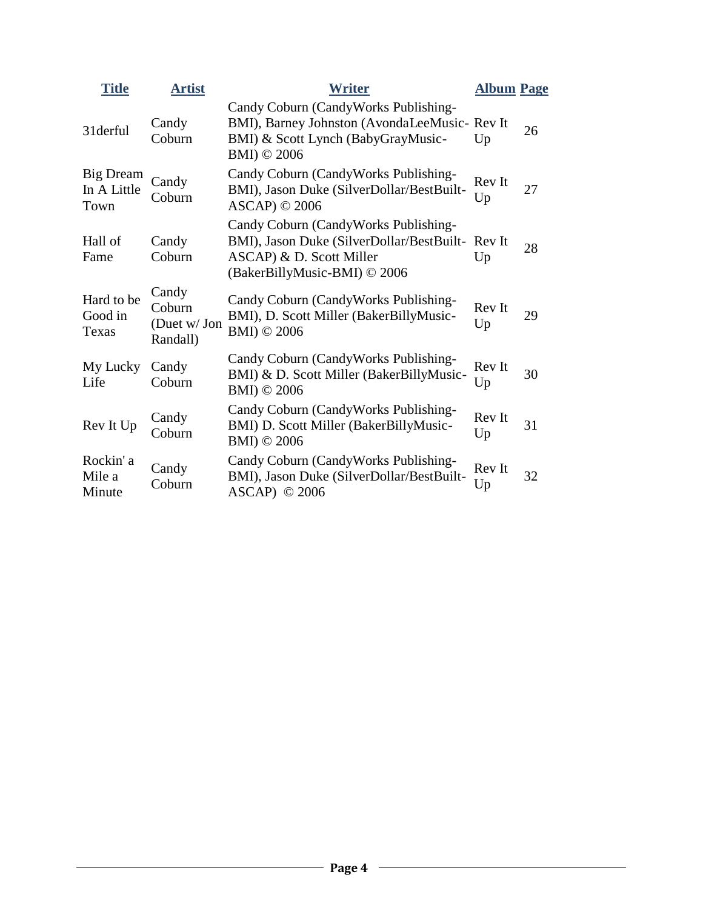| Title | Artist | Writer | Album | Page |
|---|---|---|---|---|
| 31derful | Candy Coburn | Candy Coburn (CandyWorks Publishing-BMI), Barney Johnston (AvondaLeeMusic-BMI) & Scott Lynch (BabyGrayMusic-BMI) © 2006 | Rev It Up | 26 |
| Big Dream In A Little Town | Candy Coburn | Candy Coburn (CandyWorks Publishing-BMI), Jason Duke (SilverDollar/BestBuilt-ASCAP) © 2006 | Rev It Up | 27 |
| Hall of Fame | Candy Coburn | Candy Coburn (CandyWorks Publishing-BMI), Jason Duke (SilverDollar/BestBuilt-ASCAP) & D. Scott Miller (BakerBillyMusic-BMI) © 2006 | Rev It Up | 28 |
| Hard to be Good in Texas | Candy Coburn (Duet w/ Jon Randall) | Candy Coburn (CandyWorks Publishing-BMI), D. Scott Miller (BakerBillyMusic-BMI) © 2006 | Rev It Up | 29 |
| My Lucky Life | Candy Coburn | Candy Coburn (CandyWorks Publishing-BMI) & D. Scott Miller (BakerBillyMusic-BMI) © 2006 | Rev It Up | 30 |
| Rev It Up | Candy Coburn | Candy Coburn (CandyWorks Publishing-BMI) D. Scott Miller (BakerBillyMusic-BMI) © 2006 | Rev It Up | 31 |
| Rockin' a Mile a Minute | Candy Coburn | Candy Coburn (CandyWorks Publishing-BMI), Jason Duke (SilverDollar/BestBuilt-ASCAP) © 2006 | Rev It Up | 32 |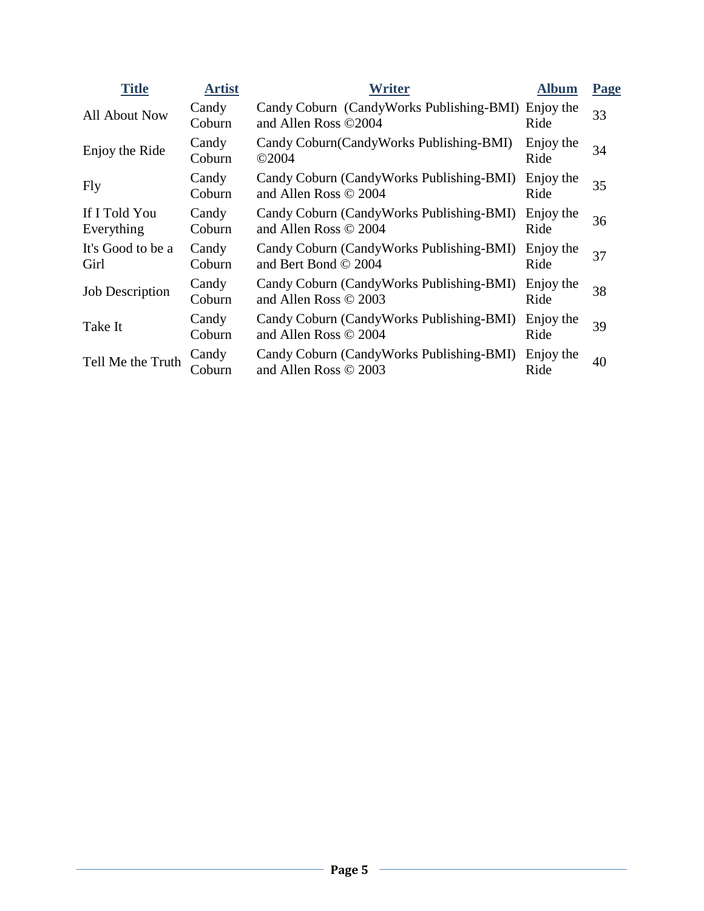| Title | Artist | Writer | Album | Page |
|---|---|---|---|---|
| All About Now | Candy Coburn | Candy Coburn (CandyWorks Publishing-BMI) and Allen Ross ©2004 | Enjoy the Ride | 33 |
| Enjoy the Ride | Candy Coburn | Candy Coburn(CandyWorks Publishing-BMI) ©2004 | Enjoy the Ride | 34 |
| Fly | Candy Coburn | Candy Coburn (CandyWorks Publishing-BMI) and Allen Ross © 2004 | Enjoy the Ride | 35 |
| If I Told You Everything | Candy Coburn | Candy Coburn (CandyWorks Publishing-BMI) and Allen Ross © 2004 | Enjoy the Ride | 36 |
| It's Good to be a Girl | Candy Coburn | Candy Coburn (CandyWorks Publishing-BMI) and Bert Bond © 2004 | Enjoy the Ride | 37 |
| Job Description | Candy Coburn | Candy Coburn (CandyWorks Publishing-BMI) and Allen Ross © 2003 | Enjoy the Ride | 38 |
| Take It | Candy Coburn | Candy Coburn (CandyWorks Publishing-BMI) and Allen Ross © 2004 | Enjoy the Ride | 39 |
| Tell Me the Truth | Candy Coburn | Candy Coburn (CandyWorks Publishing-BMI) and Allen Ross © 2003 | Enjoy the Ride | 40 |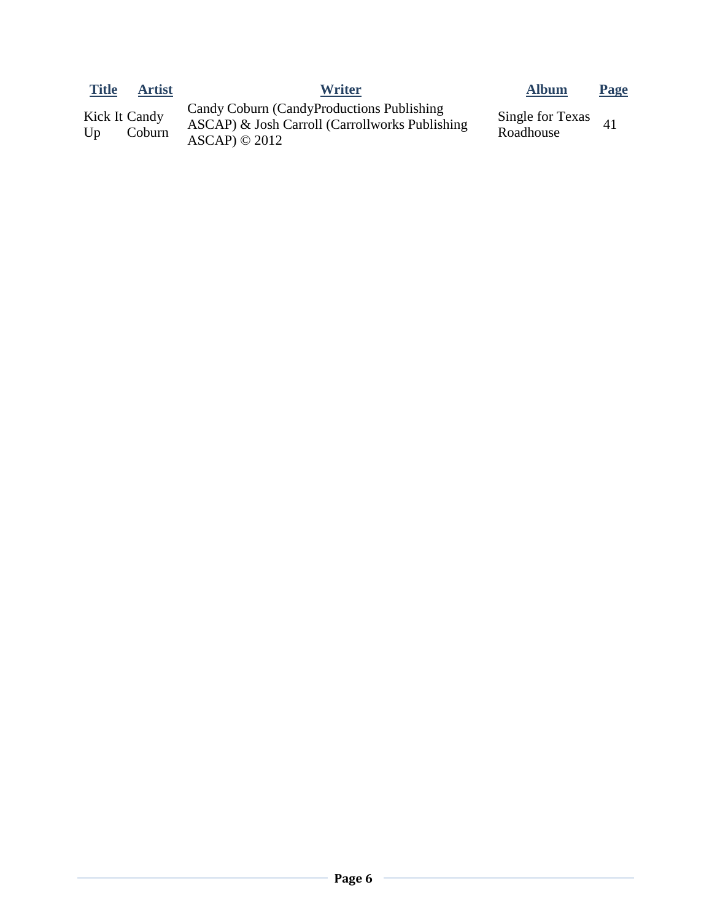| Title | Artist | Writer | Album | Page |
|---|---|---|---|---|
| Kick It Up | Candy Coburn | Candy Coburn (CandyProductions Publishing ASCAP) & Josh Carroll (Carrollworks Publishing ASCAP) © 2012 | Single for Texas Roadhouse | 41 |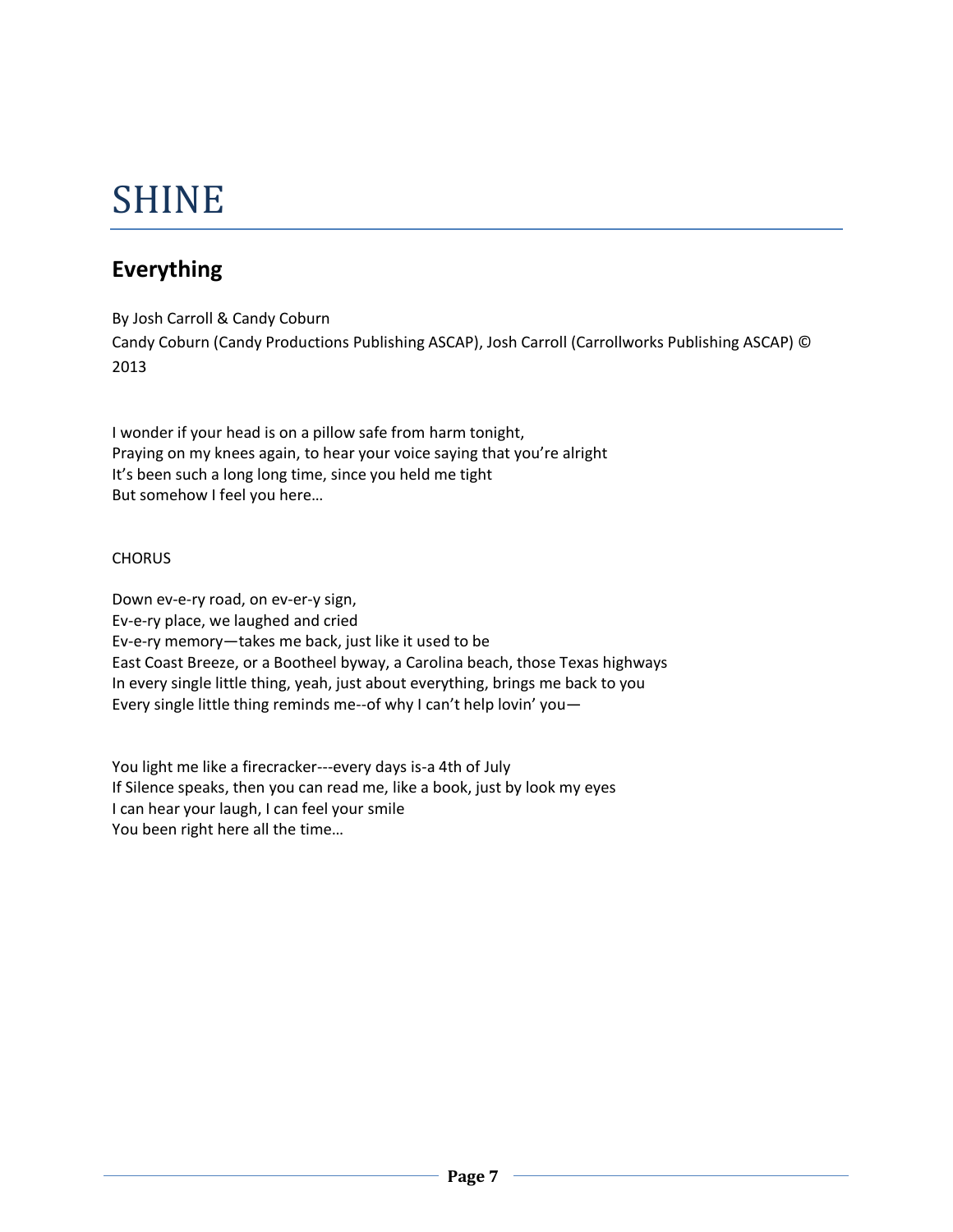# SHINE

## Everything

By Josh Carroll & Candy Coburn

Candy Coburn (Candy Productions Publishing ASCAP), Josh Carroll (Carrollworks Publishing ASCAP) © 2013

I wonder if your head is on a pillow safe from harm tonight,
Praying on my knees again, to hear your voice saying that you're alright
It's been such a long long time, since you held me tight
But somehow I feel you here…

CHORUS

Down ev-e-ry road, on ev-er-y sign,
Ev-e-ry place, we laughed and cried
Ev-e-ry memory—takes me back, just like it used to be
East Coast Breeze, or a Bootheel byway, a Carolina beach, those Texas highways
In every single little thing, yeah, just about everything, brings me back to you
Every single little thing reminds me--of why I can't help lovin' you—

You light me like a firecracker---every days is-a 4th of July
If Silence speaks, then you can read me, like a book, just by look my eyes
I can hear your laugh, I can feel your smile
You been right here all the time…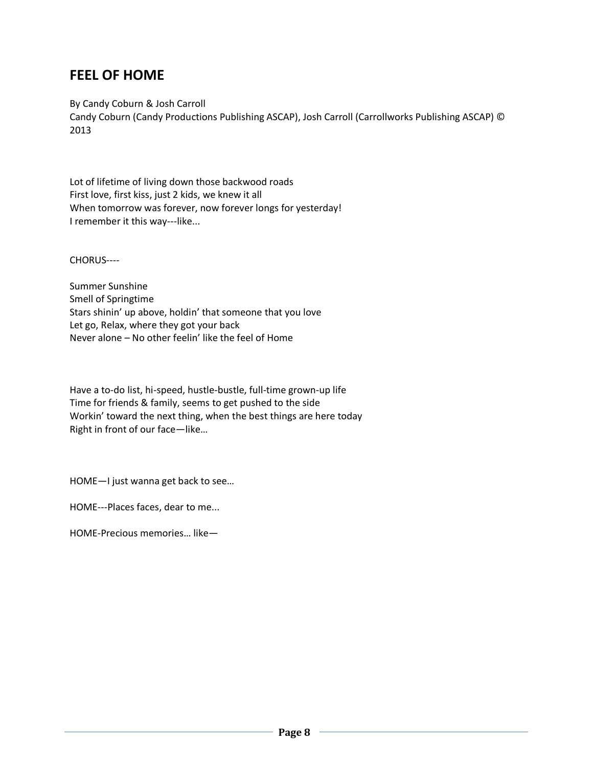## FEEL OF HOME

By Candy Coburn & Josh Carroll
Candy Coburn (Candy Productions Publishing ASCAP), Josh Carroll (Carrollworks Publishing ASCAP) © 2013

Lot of lifetime of living down those backwood roads
First love, first kiss, just 2 kids, we knew it all
When tomorrow was forever, now forever longs for yesterday!
I remember it this way---like...

CHORUS----

Summer Sunshine
Smell of Springtime
Stars shinin' up above, holdin' that someone that you love
Let go, Relax, where they got your back
Never alone – No other feelin' like the feel of Home

Have a to-do list, hi-speed, hustle-bustle, full-time grown-up life
Time for friends & family, seems to get pushed to the side
Workin' toward the next thing, when the best things are here today
Right in front of our face—like…

HOME—I just wanna get back to see…

HOME---Places faces, dear to me...

HOME-Precious memories… like—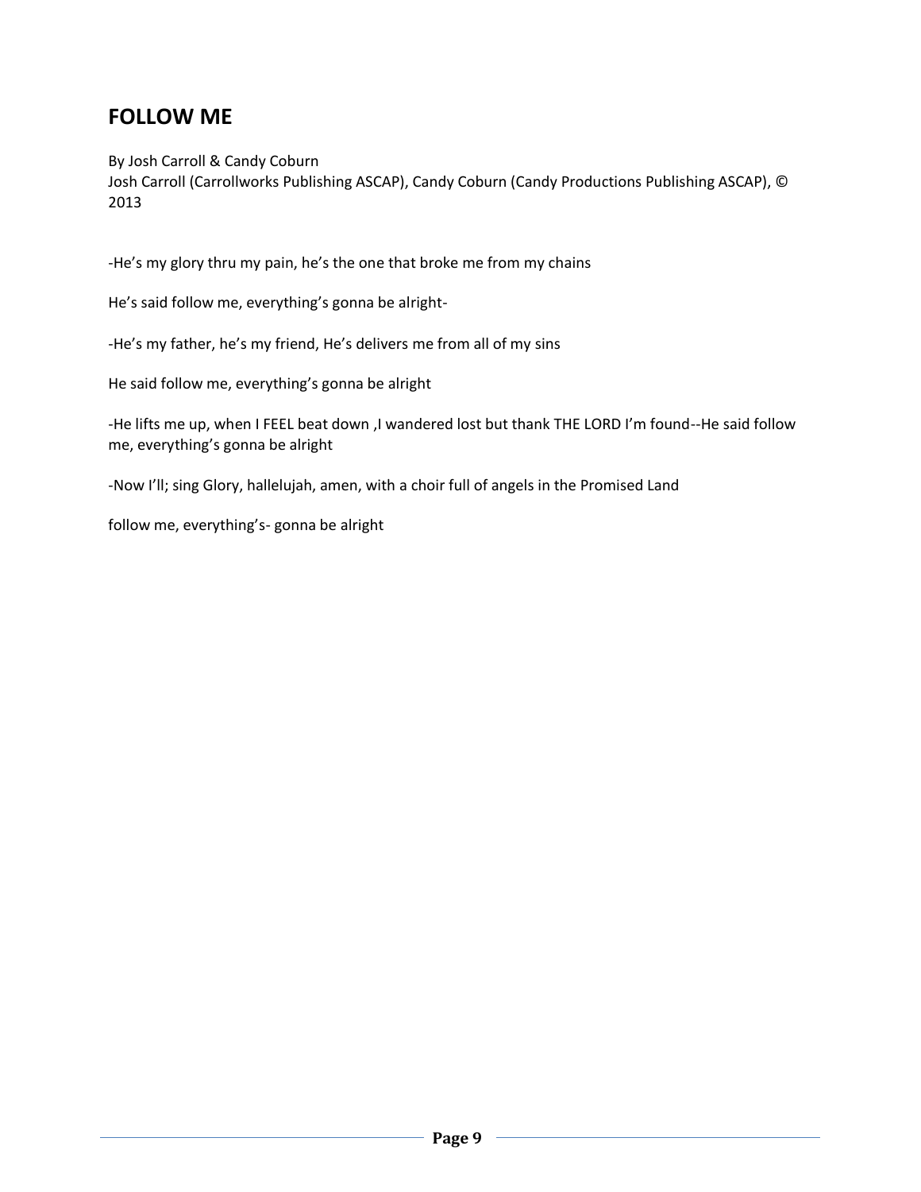## FOLLOW ME

By Josh Carroll & Candy Coburn
Josh Carroll (Carrollworks Publishing ASCAP), Candy Coburn (Candy Productions Publishing ASCAP), © 2013

-He's my glory thru my pain, he's the one that broke me from my chains

He's said follow me, everything's gonna be alright-

-He's my father, he's my friend, He's delivers me from all of my sins

He said follow me, everything's gonna be alright

-He lifts me up, when I FEEL beat down ,I wandered lost but thank THE LORD I'm found--He said follow me, everything's gonna be alright

-Now I'll; sing Glory, hallelujah, amen, with a choir full of angels in the Promised Land

follow me, everything's- gonna be alright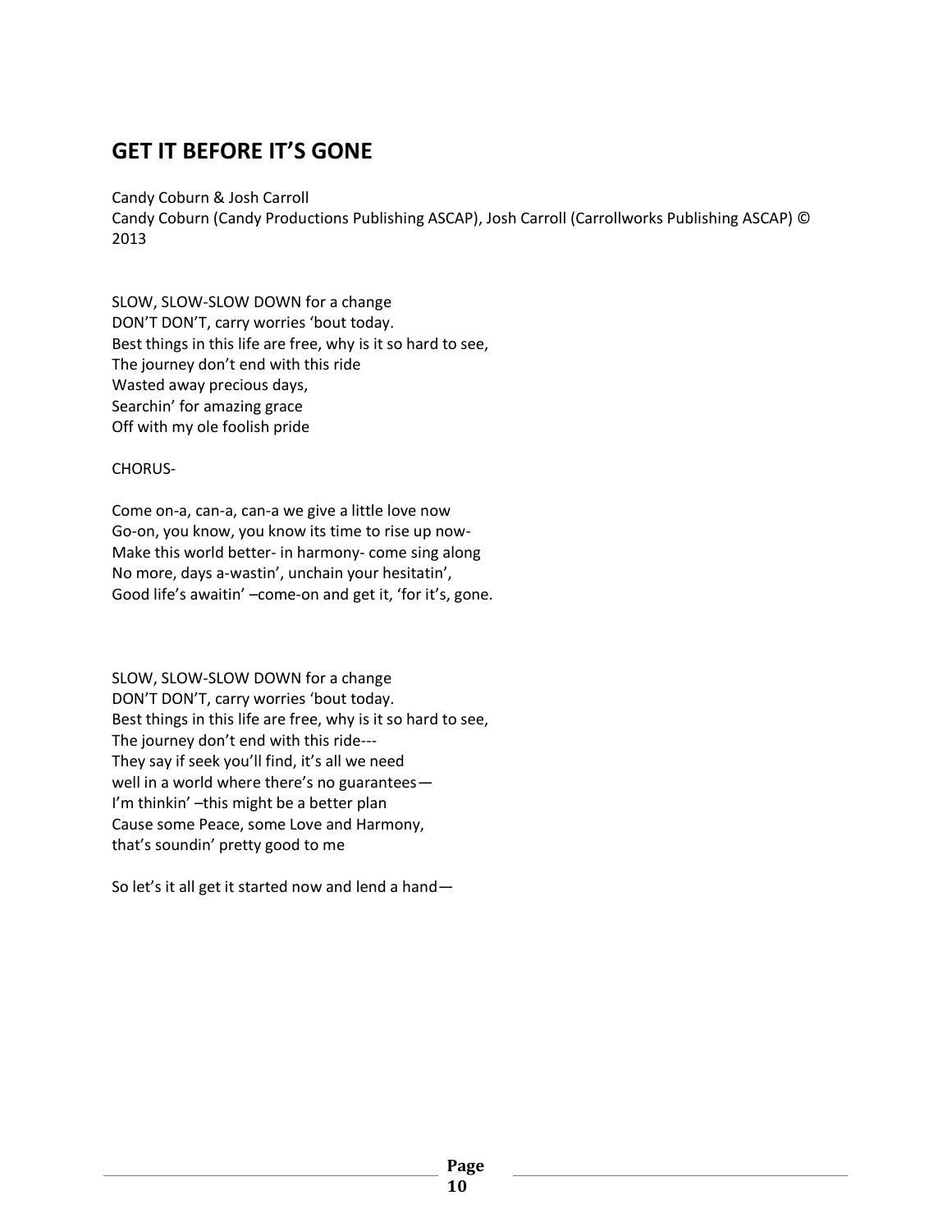## GET IT BEFORE IT'S GONE

Candy Coburn & Josh Carroll
Candy Coburn (Candy Productions Publishing ASCAP), Josh Carroll (Carrollworks Publishing ASCAP) © 2013

SLOW, SLOW-SLOW DOWN for a change
DON'T DON'T, carry worries 'bout today.
Best things in this life are free, why is it so hard to see,
The journey don't end with this ride
Wasted away precious days,
Searchin' for amazing grace
Off with my ole foolish pride

CHORUS-

Come on-a, can-a, can-a we give a little love now
Go-on, you know, you know its time to rise up now-
Make this world better- in harmony- come sing along
No more, days a-wastin', unchain your hesitatin',
Good life's awaitin' –come-on and get it, 'for it's, gone.

SLOW, SLOW-SLOW DOWN for a change
DON'T DON'T, carry worries 'bout today.
Best things in this life are free, why is it so hard to see,
The journey don't end with this ride---
They say if seek you'll find, it's all we need
well in a world where there's no guarantees—
I'm thinkin' –this might be a better plan
Cause some Peace, some Love and Harmony,
that's soundin' pretty good to me

So let's it all get it started now and lend a hand—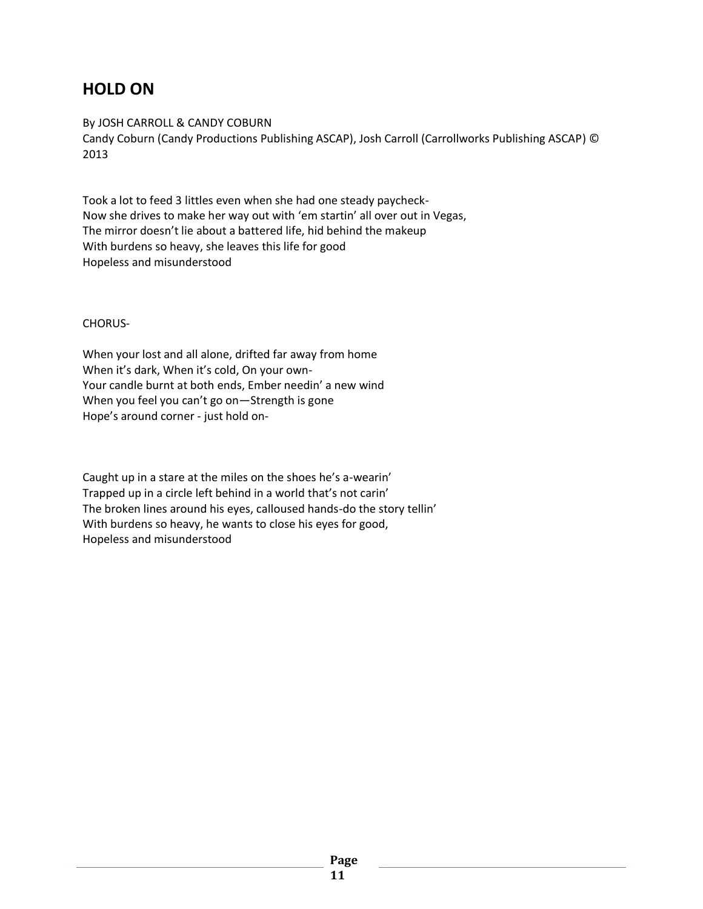## HOLD ON

By JOSH CARROLL & CANDY COBURN
Candy Coburn (Candy Productions Publishing ASCAP), Josh Carroll (Carrollworks Publishing ASCAP) © 2013

Took a lot to feed 3 littles even when she had one steady paycheck-
Now she drives to make her way out with 'em startin' all over out in Vegas,
The mirror doesn't lie about a battered life, hid behind the makeup
With burdens so heavy, she leaves this life for good
Hopeless and misunderstood

CHORUS-

When your lost and all alone, drifted far away from home
When it's dark, When it's cold, On your own-
Your candle burnt at both ends, Ember needin' a new wind
When you feel you can't go on—Strength is gone
Hope's around corner - just hold on-

Caught up in a stare at the miles on the shoes he's a-wearin'
Trapped up in a circle left behind in a world that's not carin'
The broken lines around his eyes, calloused hands-do the story tellin'
With burdens so heavy, he wants to close his eyes for good,
Hopeless and misunderstood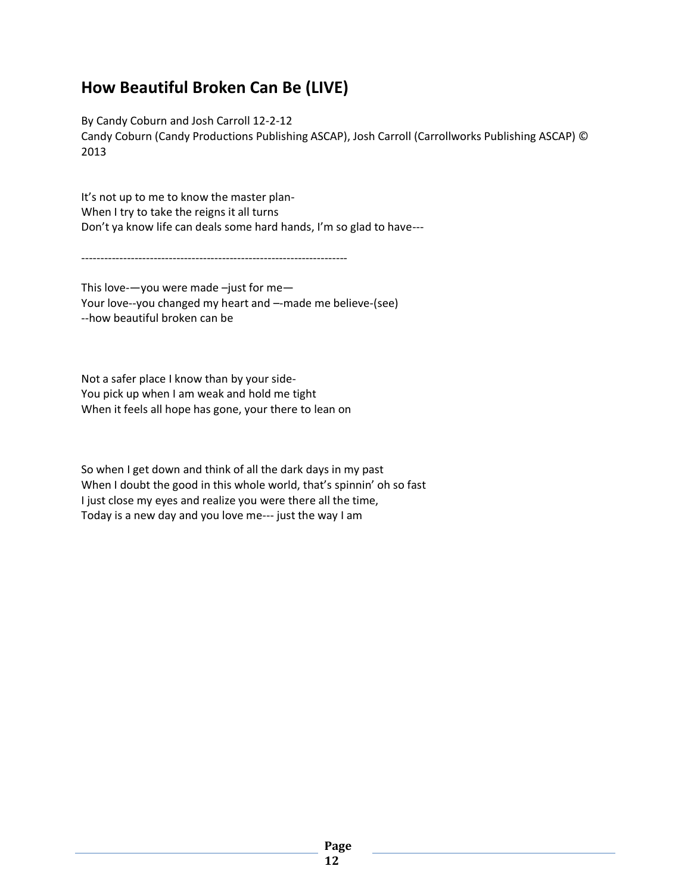## How Beautiful Broken Can Be (LIVE)

By Candy Coburn and Josh Carroll 12-2-12
Candy Coburn (Candy Productions Publishing ASCAP), Josh Carroll (Carrollworks Publishing ASCAP) © 2013

It's not up to me to know the master plan-
When I try to take the reigns it all turns
Don't ya know life can deals some hard hands, I'm so glad to have---

----------------------------------------------------------------------

This love-—you were made –just for me—
Your love--you changed my heart and –-made me believe-(see)
--how beautiful broken can be

Not a safer place I know than by your side-
You pick up when I am weak and hold me tight
When it feels all hope has gone, your there to lean on

So when I get down and think of all the dark days in my past
When I doubt the good in this whole world, that's spinnin' oh so fast
I just close my eyes and realize you were there all the time,
Today is a new day and you love me--- just the way I am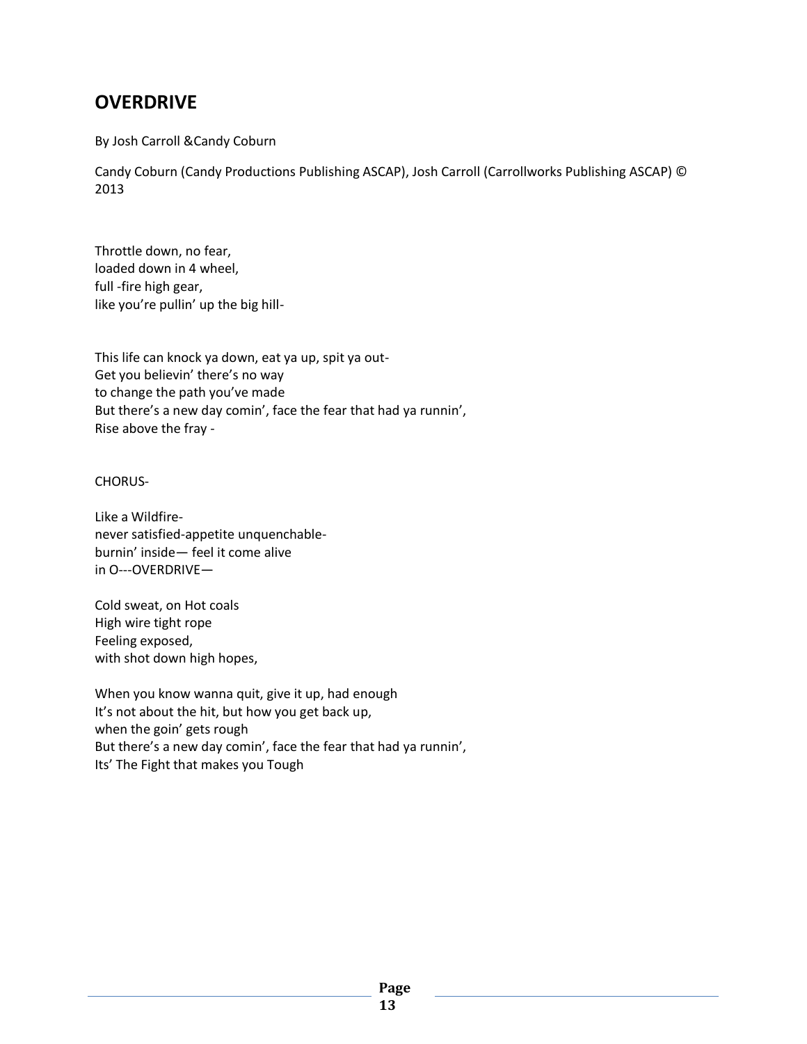## OVERDRIVE

By Josh Carroll &Candy Coburn

Candy Coburn (Candy Productions Publishing ASCAP), Josh Carroll (Carrollworks Publishing ASCAP) © 2013

Throttle down, no fear,  
loaded down in 4 wheel,  
full -fire high gear,  
like you're pullin' up the big hill-

This life can knock ya down, eat ya up, spit ya out-  
Get you believin' there's no way  
to change the path you've made  
But there's a new day comin', face the fear that had ya runnin',  
Rise above the fray -

CHORUS-

Like a Wildfire-  
never satisfied-appetite unquenchable-  
burnin' inside— feel it come alive  
in O---OVERDRIVE—

Cold sweat, on Hot coals  
High wire tight rope  
Feeling exposed,  
with shot down high hopes,

When you know wanna quit, give it up, had enough  
It's not about the hit, but how you get back up,  
when the goin' gets rough  
But there's a new day comin', face the fear that had ya runnin',  
Its' The Fight that makes you Tough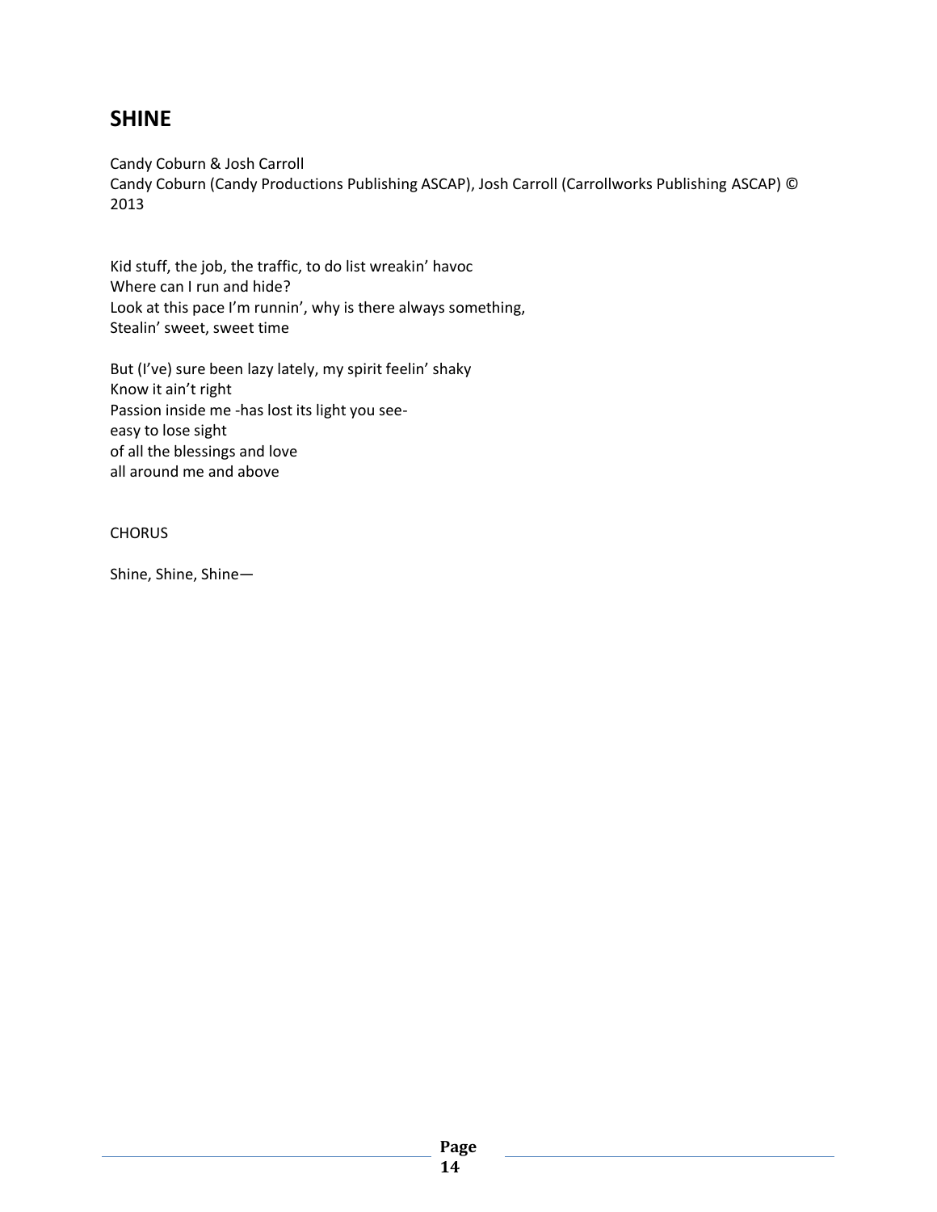## SHINE

Candy Coburn & Josh Carroll
Candy Coburn (Candy Productions Publishing ASCAP), Josh Carroll (Carrollworks Publishing ASCAP) © 2013

Kid stuff, the job, the traffic, to do list wreakin' havoc
Where can I run and hide?
Look at this pace I'm runnin', why is there always something,
Stealin' sweet, sweet time

But (I've) sure been lazy lately, my spirit feelin' shaky
Know it ain't right
Passion inside me -has lost its light you see-
easy to lose sight
of all the blessings and love
all around me and above

CHORUS

Shine, Shine, Shine—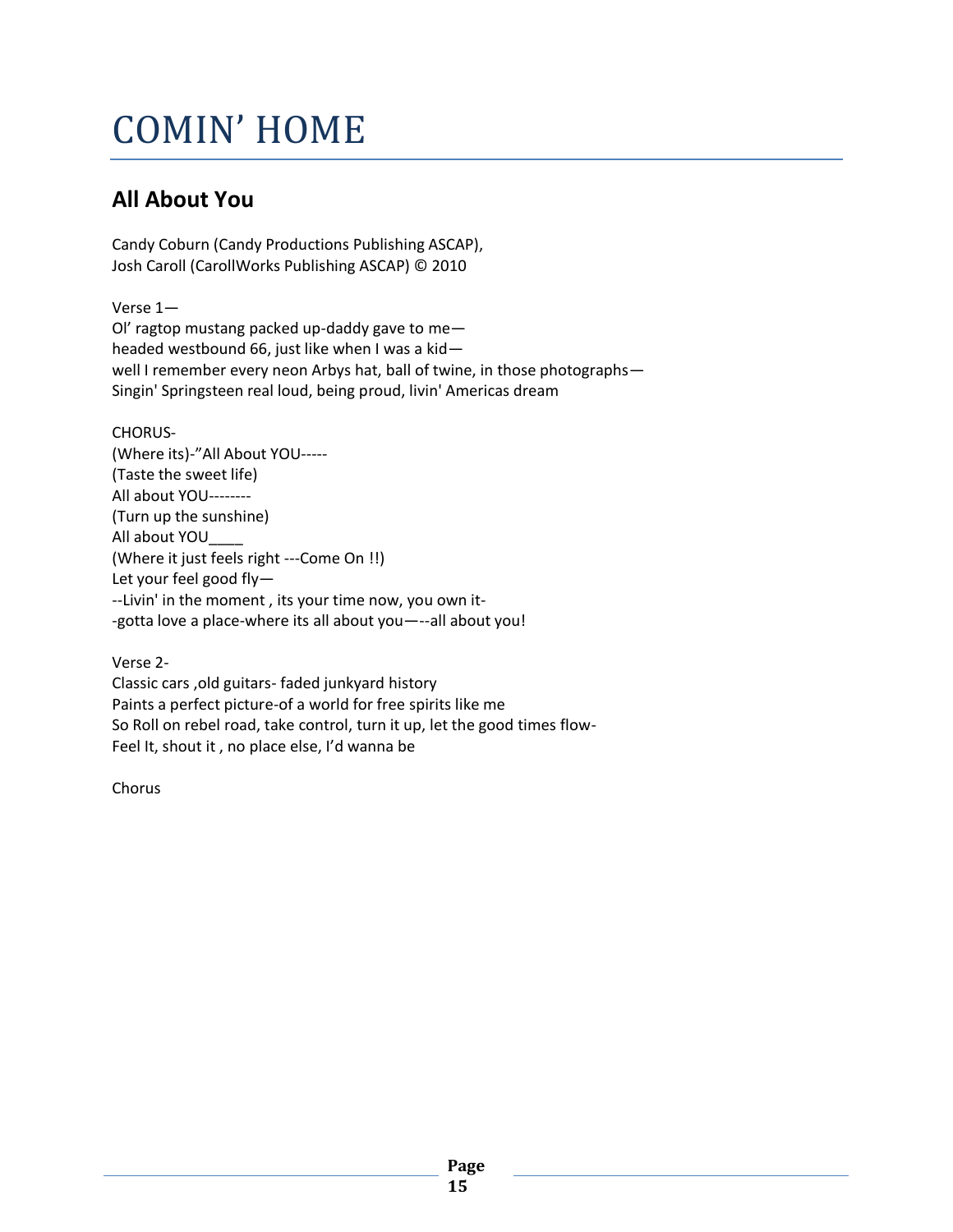# COMIN' HOME

## All About You

Candy Coburn (Candy Productions Publishing ASCAP),
Josh Caroll (CarollWorks Publishing ASCAP) © 2010

Verse 1—
Ol' ragtop mustang packed up-daddy gave to me—
headed westbound 66, just like when I was a kid—
well I remember every neon Arbys hat, ball of twine, in those photographs—
Singin' Springsteen real loud, being proud, livin' Americas dream

CHORUS-
(Where its)-"All About YOU-----
(Taste the sweet life)
All about YOU--------
(Turn up the sunshine)
All about YOU____
(Where it just feels right ---Come On !!)
Let your feel good fly—
--Livin' in the moment , its your time now, you own it-
-gotta love a place-where its all about you—-all about you!

Verse 2-
Classic cars ,old guitars- faded junkyard history
Paints a perfect picture-of a world for free spirits like me
So Roll on rebel road, take control, turn it up, let the good times flow-
Feel It, shout it , no place else, I'd wanna be

Chorus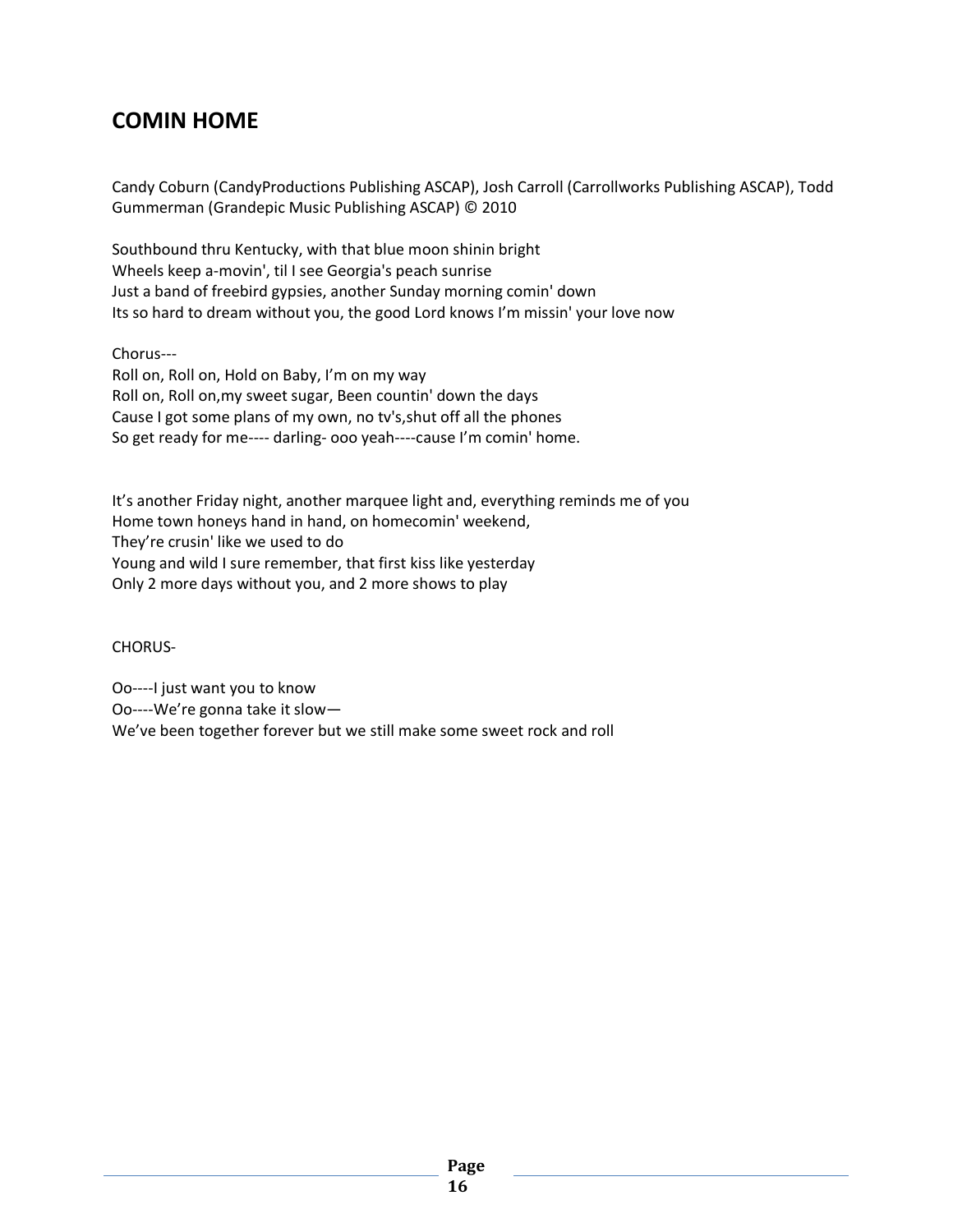## COMIN HOME

Candy Coburn (CandyProductions Publishing ASCAP), Josh Carroll (Carrollworks Publishing ASCAP), Todd Gummerman (Grandepic Music Publishing ASCAP) © 2010

Southbound thru Kentucky, with that blue moon shinin bright
Wheels keep a-movin', til I see Georgia's peach sunrise
Just a band of freebird gypsies, another Sunday morning comin' down
Its so hard to dream without you, the good Lord knows I'm missin' your love now

Chorus---
Roll on, Roll on, Hold on Baby, I'm on my way
Roll on, Roll on,my sweet sugar, Been countin' down the days
Cause I got some plans of my own, no tv's,shut off all the phones
So get ready for me---- darling- ooo yeah----cause I'm comin' home.

It's another Friday night, another marquee light and, everything reminds me of you
Home town honeys hand in hand, on homecomin' weekend,
They're crusin' like we used to do
Young and wild I sure remember, that first kiss like yesterday
Only 2 more days without you, and 2 more shows to play

CHORUS-

Oo----I just want you to know
Oo----We're gonna take it slow—
We've been together forever but we still make some sweet rock and roll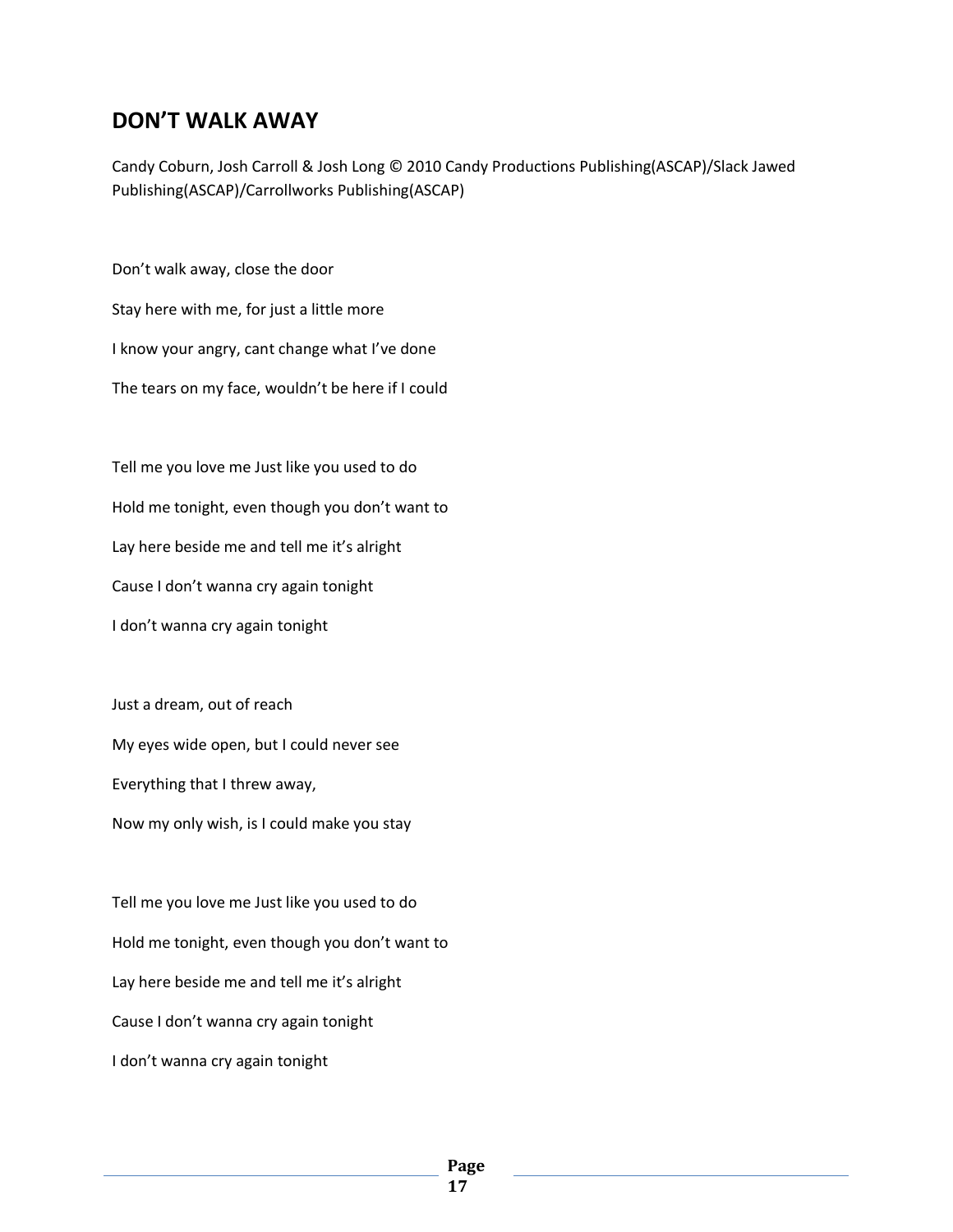## DON'T WALK AWAY

Candy Coburn, Josh Carroll & Josh Long © 2010 Candy Productions Publishing(ASCAP)/Slack Jawed Publishing(ASCAP)/Carrollworks Publishing(ASCAP)

Don't walk away, close the door

Stay here with me, for just a little more

I know your angry, cant change what I've done

The tears on my face, wouldn't be here if I could

Tell me you love me Just like you used to do

Hold me tonight, even though you don't want to

Lay here beside me and tell me it's alright

Cause I don't wanna cry again tonight

I don't wanna cry again tonight

Just a dream, out of reach

My eyes wide open, but I could never see

Everything that I threw away,

Now my only wish, is I could make you stay

Tell me you love me Just like you used to do

Hold me tonight, even though you don't want to

Lay here beside me and tell me it's alright

Cause I don't wanna cry again tonight

I don't wanna cry again tonight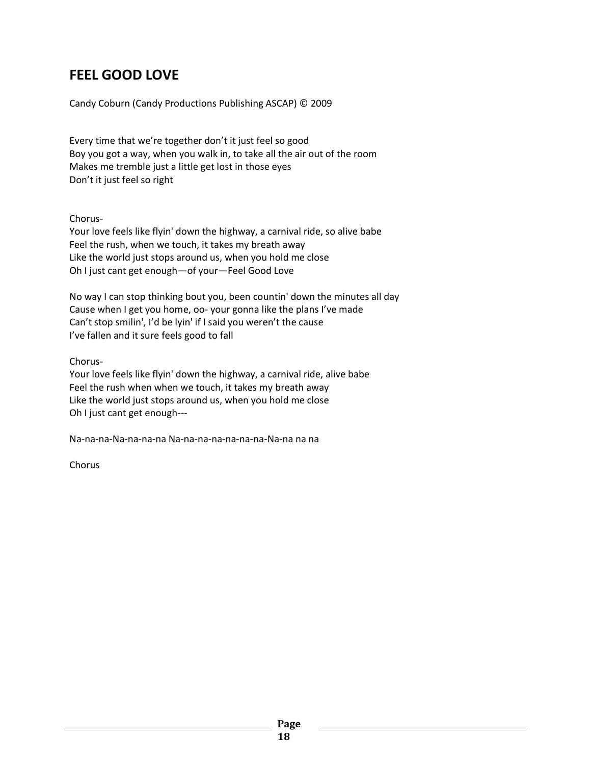# FEEL GOOD LOVE

Candy Coburn (Candy Productions Publishing ASCAP) © 2009

Every time that we're together don't it just feel so good
Boy you got a way, when you walk in, to take all the air out of the room
Makes me tremble just a little get lost in those eyes
Don't it just feel so right

Chorus-
Your love feels like flyin' down the highway, a carnival ride, so alive babe
Feel the rush, when we touch, it takes my breath away
Like the world just stops around us, when you hold me close
Oh I just cant get enough—of your—Feel Good Love

No way I can stop thinking bout you, been countin' down the minutes all day
Cause when I get you home, oo- your gonna like the plans I've made
Can't stop smilin', I'd be lyin' if I said you weren't the cause
I've fallen and it sure feels good to fall

Chorus-
Your love feels like flyin' down the highway, a carnival ride, alive babe
Feel the rush when when we touch, it takes my breath away
Like the world just stops around us, when you hold me close
Oh I just cant get enough---

Na-na-na-Na-na-na-na Na-na-na-na-na-na-na-Na-na na na

Chorus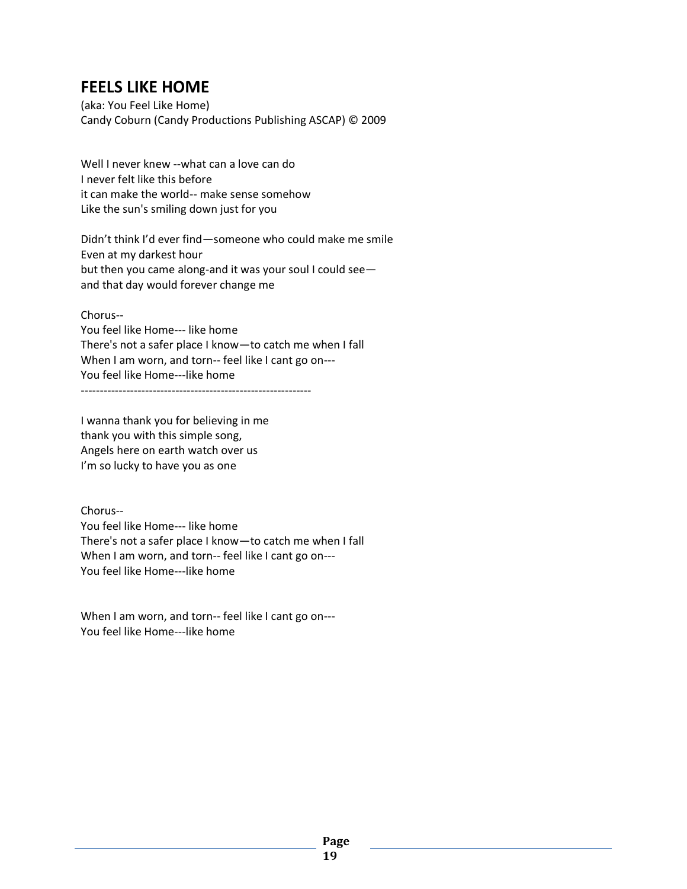## FEELS LIKE HOME

(aka: You Feel Like Home)
Candy Coburn (Candy Productions Publishing ASCAP) © 2009

Well I never knew --what can a love can do
I never felt like this before
it can make the world-- make sense somehow
Like the sun's smiling down just for you

Didn't think I'd ever find—someone who could make me smile
Even at my darkest hour
but then you came along-and it was your soul I could see—
and that day would forever change me

Chorus--
You feel like Home--- like home
There's not a safer place I know—to catch me when I fall
When I am worn, and torn-- feel like I cant go on---
You feel like Home---like home
--------------------------------------------------------------

I wanna thank you for believing in me
thank you with this simple song,
Angels here on earth watch over us
I'm so lucky to have you as one

Chorus--
You feel like Home--- like home
There's not a safer place I know—to catch me when I fall
When I am worn, and torn-- feel like I cant go on---
You feel like Home---like home

When I am worn, and torn-- feel like I cant go on---
You feel like Home---like home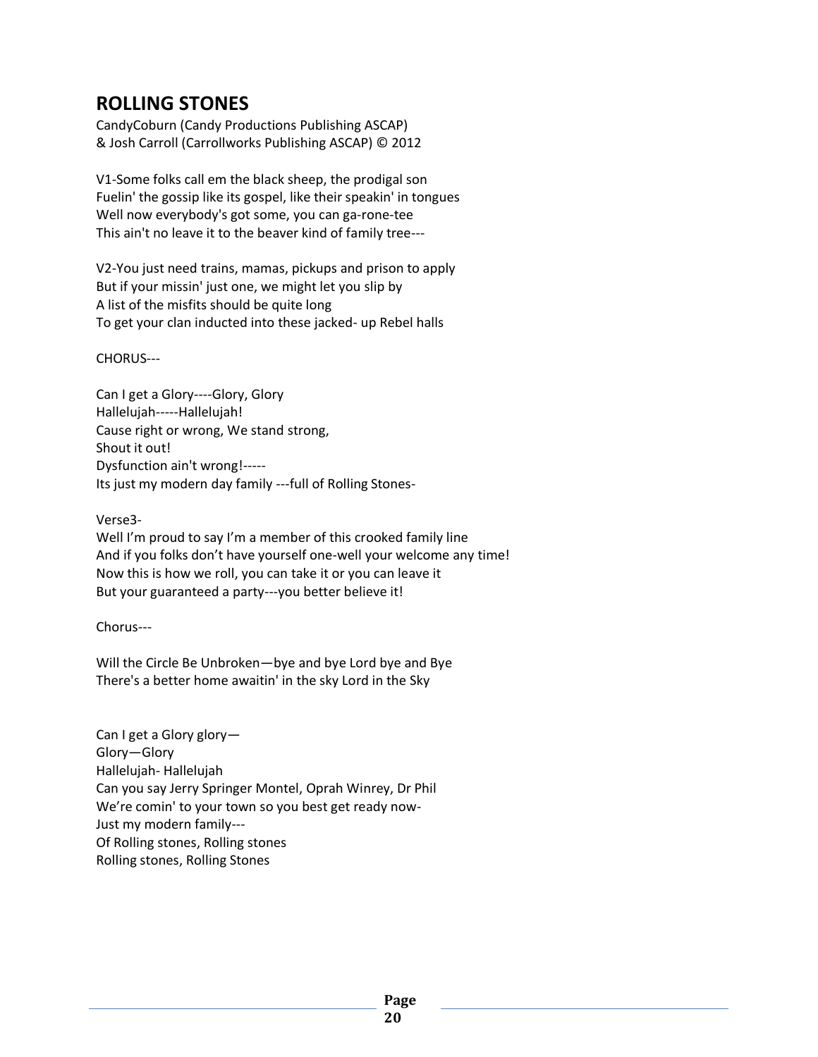## ROLLING STONES

CandyCoburn (Candy Productions Publishing ASCAP)
& Josh Carroll (Carrollworks Publishing ASCAP) © 2012

V1-Some folks call em the black sheep, the prodigal son
Fuelin' the gossip like its gospel, like their speakin' in tongues
Well now everybody's got some, you can ga-rone-tee
This ain't no leave it to the beaver kind of family tree---

V2-You just need trains, mamas, pickups and prison to apply
But if your missin' just one, we might let you slip by
A list of the misfits should be quite long
To get your clan inducted into these jacked- up Rebel halls

CHORUS---

Can I get a Glory----Glory, Glory
Hallelujah-----Hallelujah!
Cause right or wrong, We stand strong,
Shout it out!
Dysfunction ain't wrong!-----
Its just my modern day family ---full of Rolling Stones-

Verse3-
Well I'm proud to say I'm a member of this crooked family line
And if you folks don't have yourself one-well your welcome any time!
Now this is how we roll, you can take it or you can leave it
But your guaranteed a party---you better believe it!

Chorus---

Will the Circle Be Unbroken—bye and bye Lord bye and Bye
There's a better home awaitin' in the sky Lord in the Sky

Can I get a Glory glory—
Glory—Glory
Hallelujah- Hallelujah
Can you say Jerry Springer Montel, Oprah Winrey, Dr Phil
We're comin' to your town so you best get ready now-
Just my modern family---
Of Rolling stones, Rolling stones
Rolling stones, Rolling Stones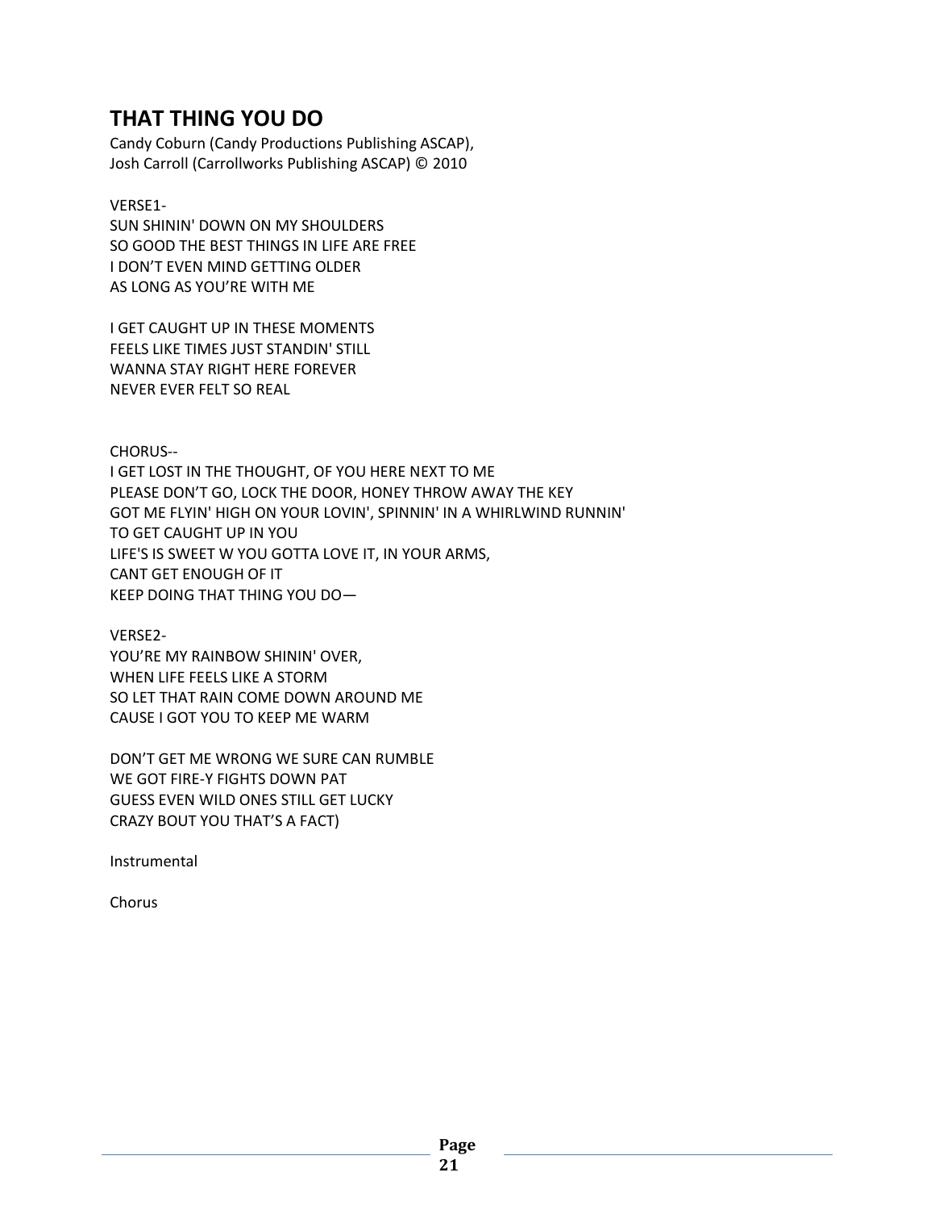## THAT THING YOU DO

Candy Coburn (Candy Productions Publishing ASCAP),  
Josh Carroll (Carrollworks Publishing ASCAP) © 2010

VERSE1-  
SUN SHININ' DOWN ON MY SHOULDERS  
SO GOOD THE BEST THINGS IN LIFE ARE FREE  
I DON'T EVEN MIND GETTING OLDER  
AS LONG AS YOU'RE WITH ME

I GET CAUGHT UP IN THESE MOMENTS  
FEELS LIKE TIMES JUST STANDIN' STILL  
WANNA STAY RIGHT HERE FOREVER  
NEVER EVER FELT SO REAL

CHORUS--  
I GET LOST IN THE THOUGHT, OF YOU HERE NEXT TO ME  
PLEASE DON'T GO, LOCK THE DOOR, HONEY THROW AWAY THE KEY  
GOT ME FLYIN' HIGH ON YOUR LOVIN', SPINNIN' IN A WHIRLWIND RUNNIN'  
TO GET CAUGHT UP IN YOU  
LIFE'S IS SWEET W YOU GOTTA LOVE IT, IN YOUR ARMS,  
CANT GET ENOUGH OF IT  
KEEP DOING THAT THING YOU DO—

VERSE2-  
YOU'RE MY RAINBOW SHININ' OVER,  
WHEN LIFE FEELS LIKE A STORM  
SO LET THAT RAIN COME DOWN AROUND ME  
CAUSE I GOT YOU TO KEEP ME WARM

DON'T GET ME WRONG WE SURE CAN RUMBLE  
WE GOT FIRE-Y FIGHTS DOWN PAT  
GUESS EVEN WILD ONES STILL GET LUCKY  
CRAZY BOUT YOU THAT'S A FACT)

Instrumental

Chorus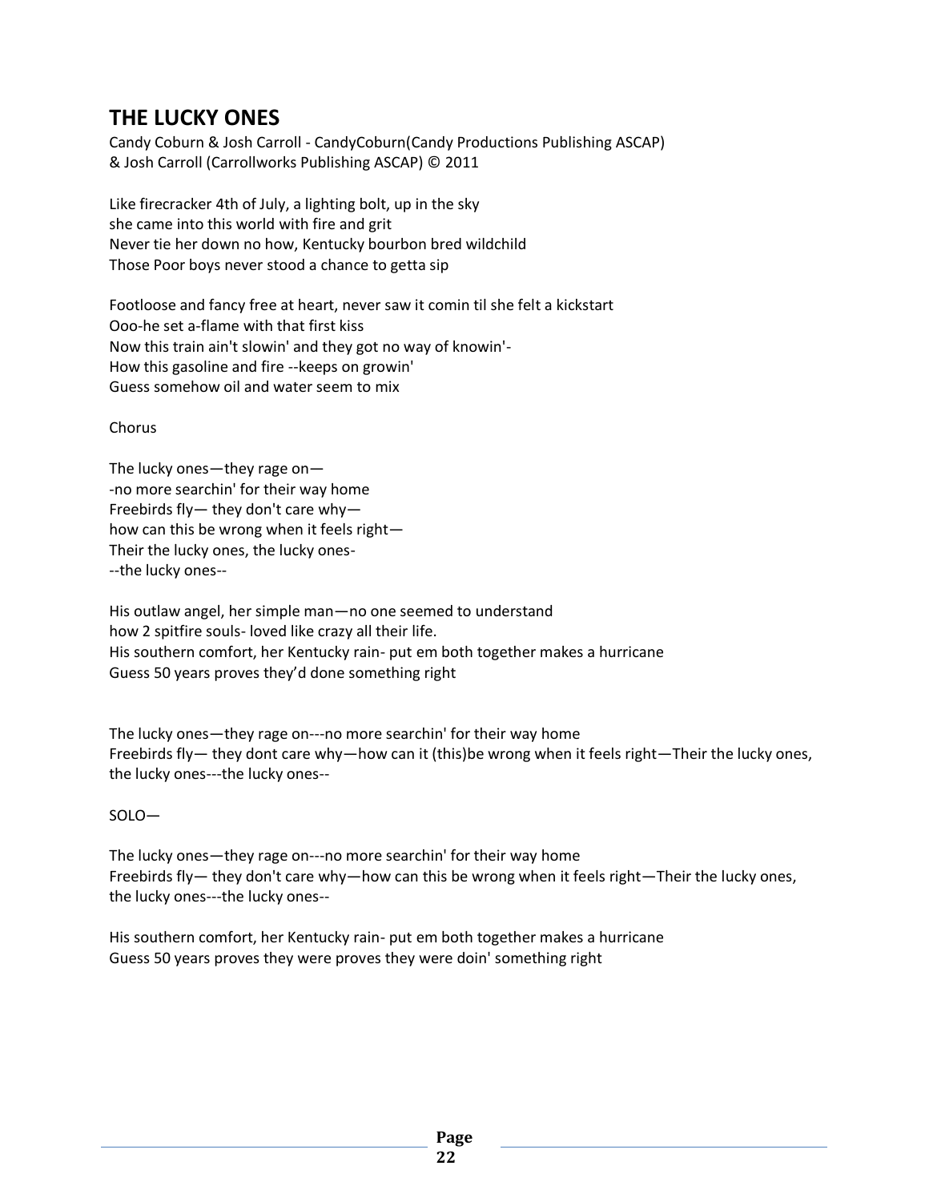## THE LUCKY ONES

Candy Coburn & Josh Carroll - CandyCoburn(Candy Productions Publishing ASCAP)
& Josh Carroll (Carrollworks Publishing ASCAP) © 2011

Like firecracker 4th of July, a lighting bolt, up in the sky
she came into this world with fire and grit
Never tie her down no how, Kentucky bourbon bred wildchild
Those Poor boys never stood a chance to getta sip

Footloose and fancy free at heart, never saw it comin til she felt a kickstart
Ooo-he set a-flame with that first kiss
Now this train ain't slowin' and they got no way of knowin'-
How this gasoline and fire --keeps on growin'
Guess somehow oil and water seem to mix

Chorus

The lucky ones—they rage on—
-no more searchin' for their way home
Freebirds fly— they don't care why—
how can this be wrong when it feels right—
Their the lucky ones, the lucky ones-
--the lucky ones--

His outlaw angel, her simple man—no one seemed to understand
how 2 spitfire souls- loved like crazy all their life.
His southern comfort, her Kentucky rain- put em both together makes a hurricane
Guess 50 years proves they'd done something right

The lucky ones—they rage on---no more searchin' for their way home
Freebirds fly— they dont care why—how can it (this)be wrong when it feels right—Their the lucky ones, the lucky ones---the lucky ones--

SOLO—

The lucky ones—they rage on---no more searchin' for their way home
Freebirds fly— they don't care why—how can this be wrong when it feels right—Their the lucky ones, the lucky ones---the lucky ones--

His southern comfort, her Kentucky rain- put em both together makes a hurricane
Guess 50 years proves they were proves they were doin' something right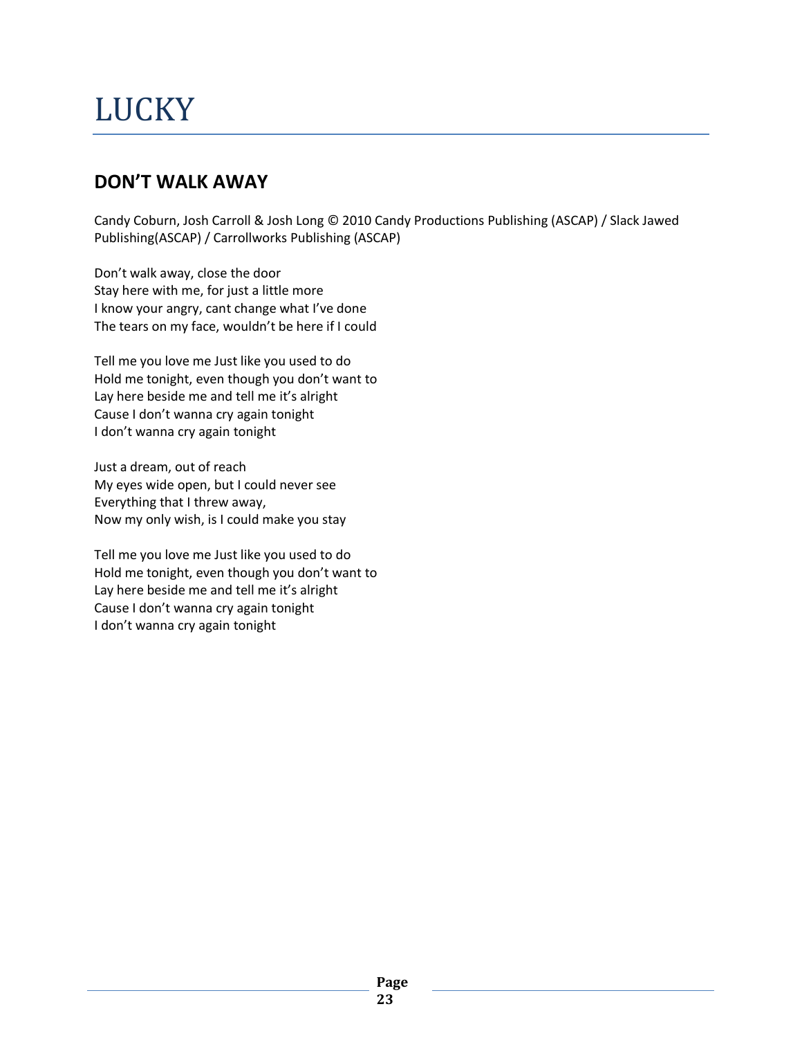# LUCKY

## DON'T WALK AWAY

Candy Coburn, Josh Carroll & Josh Long © 2010 Candy Productions Publishing (ASCAP) / Slack Jawed Publishing(ASCAP) / Carrollworks Publishing (ASCAP)

Don't walk away, close the door
Stay here with me, for just a little more
I know your angry, cant change what I've done
The tears on my face, wouldn't be here if I could

Tell me you love me Just like you used to do
Hold me tonight, even though you don't want to
Lay here beside me and tell me it's alright
Cause I don't wanna cry again tonight
I don't wanna cry again tonight

Just a dream, out of reach
My eyes wide open, but I could never see
Everything that I threw away,
Now my only wish, is I could make you stay

Tell me you love me Just like you used to do
Hold me tonight, even though you don't want to
Lay here beside me and tell me it's alright
Cause I don't wanna cry again tonight
I don't wanna cry again tonight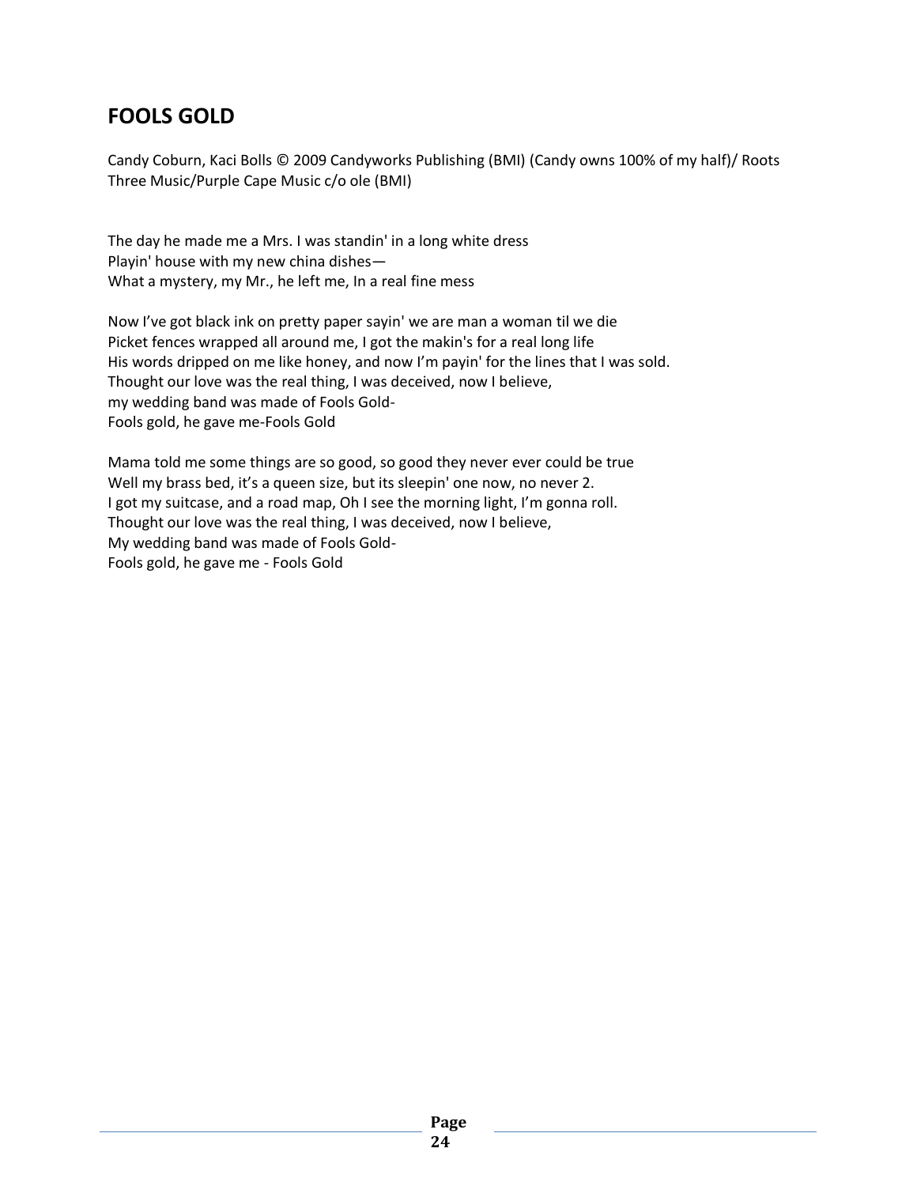## FOOLS GOLD

Candy Coburn, Kaci Bolls © 2009 Candyworks Publishing (BMI) (Candy owns 100% of my half)/ Roots Three Music/Purple Cape Music c/o ole (BMI)

The day he made me a Mrs. I was standin' in a long white dress  
Playin' house with my new china dishes—  
What a mystery, my Mr., he left me, In a real fine mess

Now I've got black ink on pretty paper sayin' we are man a woman til we die  
Picket fences wrapped all around me, I got the makin's for a real long life  
His words dripped on me like honey, and now I'm payin' for the lines that I was sold.  
Thought our love was the real thing, I was deceived, now I believe,  
my wedding band was made of Fools Gold-  
Fools gold, he gave me-Fools Gold

Mama told me some things are so good, so good they never ever could be true  
Well my brass bed, it's a queen size, but its sleepin' one now, no never 2.  
I got my suitcase, and a road map, Oh I see the morning light, I'm gonna roll.  
Thought our love was the real thing, I was deceived, now I believe,  
My wedding band was made of Fools Gold-  
Fools gold, he gave me - Fools Gold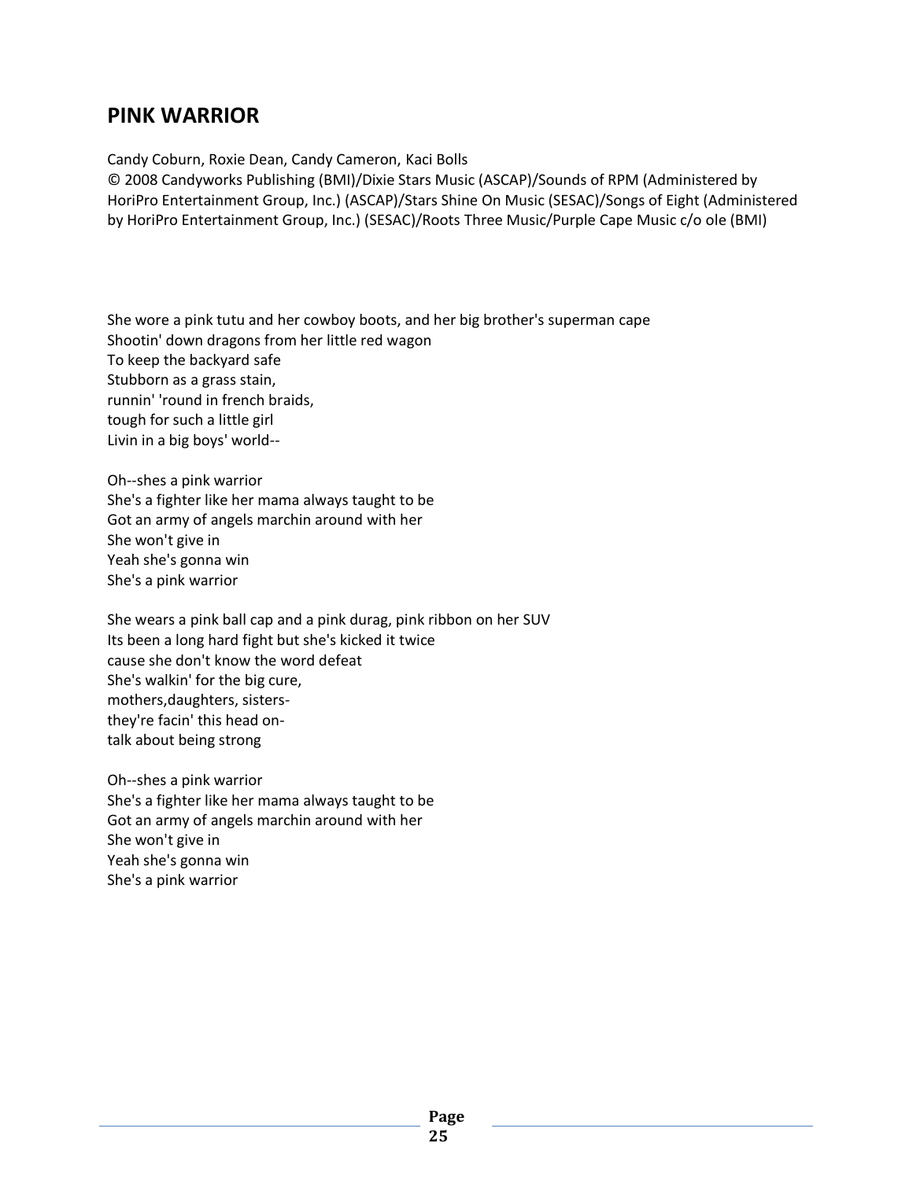## PINK WARRIOR

Candy Coburn, Roxie Dean, Candy Cameron, Kaci Bolls
© 2008 Candyworks Publishing (BMI)/Dixie Stars Music (ASCAP)/Sounds of RPM (Administered by HoriPro Entertainment Group, Inc.) (ASCAP)/Stars Shine On Music (SESAC)/Songs of Eight (Administered by HoriPro Entertainment Group, Inc.) (SESAC)/Roots Three Music/Purple Cape Music c/o ole (BMI)

She wore a pink tutu and her cowboy boots, and her big brother's superman cape
Shootin' down dragons from her little red wagon
To keep the backyard safe
Stubborn as a grass stain,
runnin' 'round in french braids,
tough for such a little girl
Livin in a big boys' world--

Oh--shes a pink warrior
She's a fighter like her mama always taught to be
Got an army of angels marchin around with her
She won't give in
Yeah she's gonna win
She's a pink warrior

She wears a pink ball cap and a pink durag, pink ribbon on her SUV
Its been a long hard fight but she's kicked it twice
cause she don't know the word defeat
She's walkin' for the big cure,
mothers,daughters, sisters-
they're facin' this head on-
talk about being strong

Oh--shes a pink warrior
She's a fighter like her mama always taught to be
Got an army of angels marchin around with her
She won't give in
Yeah she's gonna win
She's a pink warrior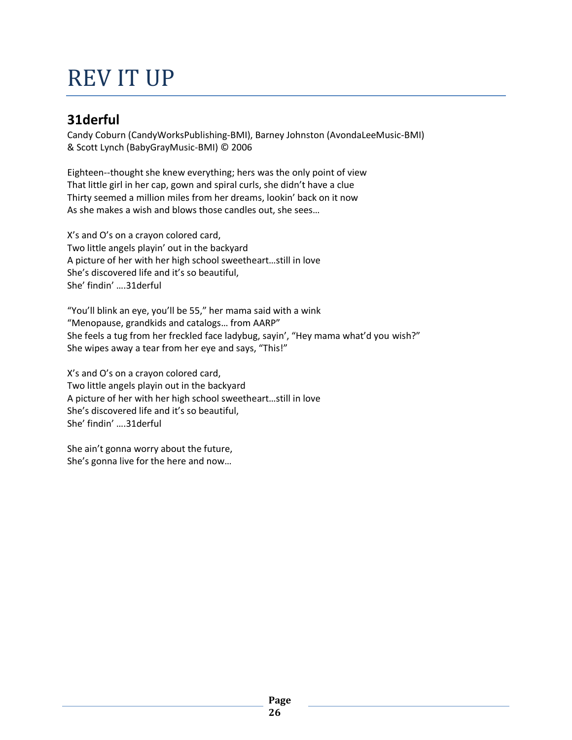# REV IT UP

## 31derful

Candy Coburn (CandyWorksPublishing-BMI), Barney Johnston (AvondaLeeMusic-BMI) & Scott Lynch (BabyGrayMusic-BMI) © 2006

Eighteen--thought she knew everything; hers was the only point of view
That little girl in her cap, gown and spiral curls, she didn't have a clue
Thirty seemed a million miles from her dreams, lookin' back on it now
As she makes a wish and blows those candles out, she sees…

X's and O's on a crayon colored card,
Two little angels playin' out in the backyard
A picture of her with her high school sweetheart…still in love
She's discovered life and it's so beautiful,
She' findin' ….31derful

"You'll blink an eye, you'll be 55," her mama said with a wink
"Menopause, grandkids and catalogs… from AARP"
She feels a tug from her freckled face ladybug, sayin', "Hey mama what'd you wish?"
She wipes away a tear from her eye and says, "This!"

X's and O's on a crayon colored card,
Two little angels playin out in the backyard
A picture of her with her high school sweetheart…still in love
She's discovered life and it's so beautiful,
She' findin' ….31derful

She ain't gonna worry about the future,
She's gonna live for the here and now…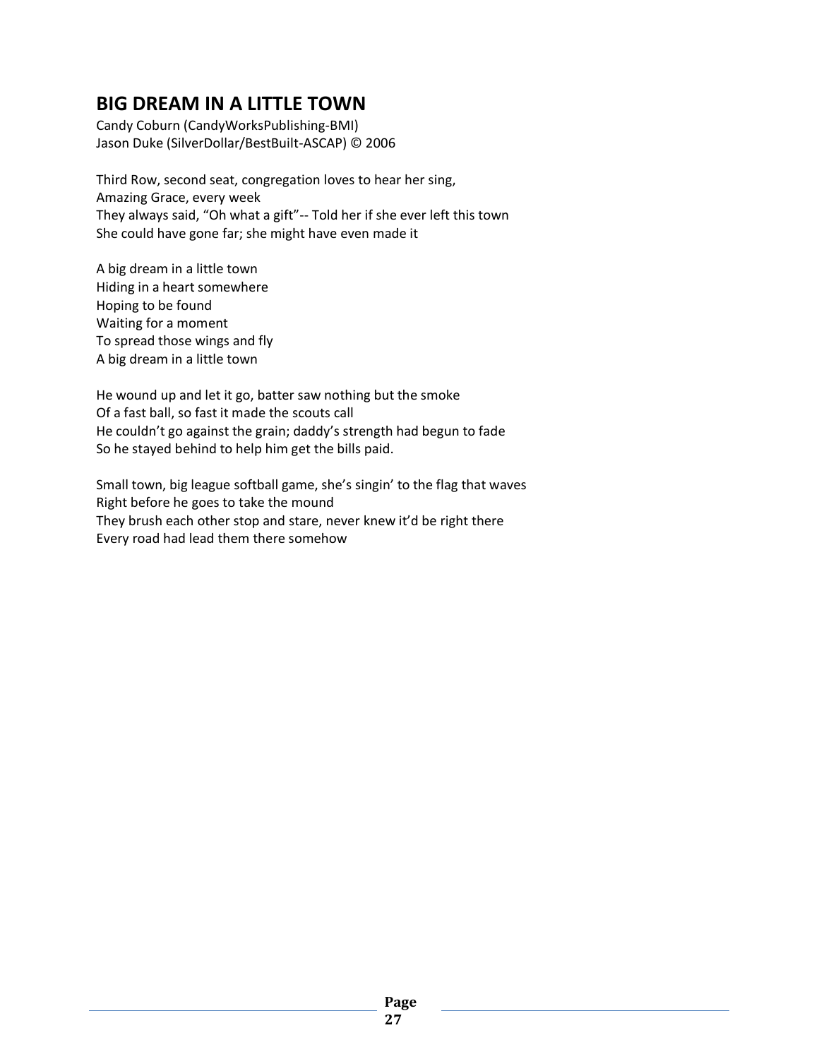## BIG DREAM IN A LITTLE TOWN

Candy Coburn (CandyWorksPublishing-BMI)
Jason Duke (SilverDollar/BestBuilt-ASCAP) © 2006

Third Row, second seat, congregation loves to hear her sing,
Amazing Grace, every week
They always said, "Oh what a gift"-- Told her if she ever left this town
She could have gone far; she might have even made it

A big dream in a little town
Hiding in a heart somewhere
Hoping to be found
Waiting for a moment
To spread those wings and fly
A big dream in a little town

He wound up and let it go, batter saw nothing but the smoke
Of a fast ball, so fast it made the scouts call
He couldn't go against the grain; daddy's strength had begun to fade
So he stayed behind to help him get the bills paid.

Small town, big league softball game, she's singin' to the flag that waves
Right before he goes to take the mound
They brush each other stop and stare, never knew it'd be right there
Every road had lead them there somehow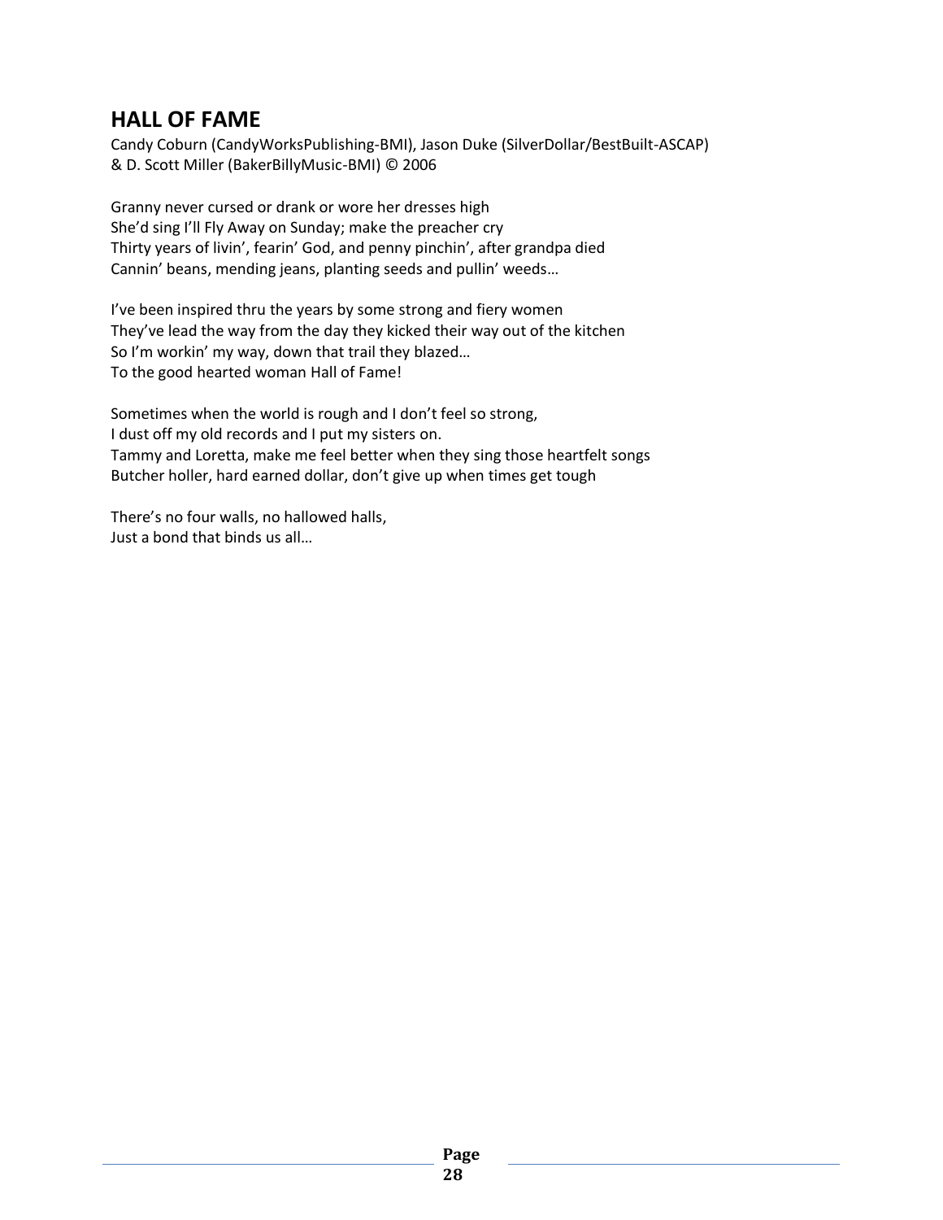## HALL OF FAME

Candy Coburn (CandyWorksPublishing-BMI), Jason Duke (SilverDollar/BestBuilt-ASCAP) & D. Scott Miller (BakerBillyMusic-BMI) © 2006

Granny never cursed or drank or wore her dresses high
She'd sing I'll Fly Away on Sunday; make the preacher cry
Thirty years of livin', fearin' God, and penny pinchin', after grandpa died
Cannin' beans, mending jeans, planting seeds and pullin' weeds…

I've been inspired thru the years by some strong and fiery women
They've lead the way from the day they kicked their way out of the kitchen
So I'm workin' my way, down that trail they blazed…
To the good hearted woman Hall of Fame!

Sometimes when the world is rough and I don't feel so strong,
I dust off my old records and I put my sisters on.
Tammy and Loretta, make me feel better when they sing those heartfelt songs
Butcher holler, hard earned dollar, don't give up when times get tough

There's no four walls, no hallowed halls,
Just a bond that binds us all…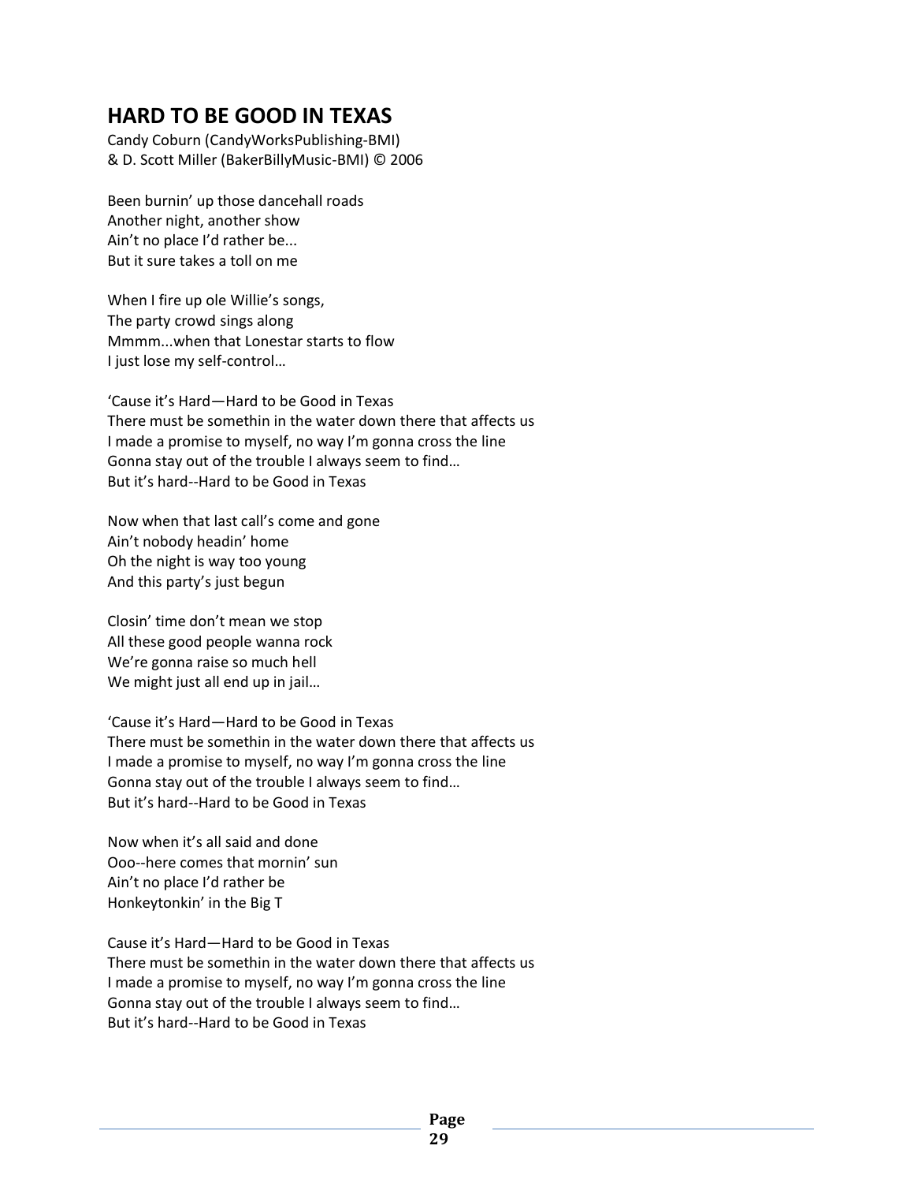## HARD TO BE GOOD IN TEXAS

Candy Coburn (CandyWorksPublishing-BMI)
& D. Scott Miller (BakerBillyMusic-BMI) © 2006

Been burnin' up those dancehall roads
Another night, another show
Ain't no place I'd rather be...
But it sure takes a toll on me

When I fire up ole Willie's songs,
The party crowd sings along
Mmmm...when that Lonestar starts to flow
I just lose my self-control…

'Cause it's Hard—Hard to be Good in Texas
There must be somethin in the water down there that affects us
I made a promise to myself, no way I'm gonna cross the line
Gonna stay out of the trouble I always seem to find…
But it's hard--Hard to be Good in Texas

Now when that last call's come and gone
Ain't nobody headin' home
Oh the night is way too young
And this party's just begun

Closin' time don't mean we stop
All these good people wanna rock
We're gonna raise so much hell
We might just all end up in jail…

'Cause it's Hard—Hard to be Good in Texas
There must be somethin in the water down there that affects us
I made a promise to myself, no way I'm gonna cross the line
Gonna stay out of the trouble I always seem to find…
But it's hard--Hard to be Good in Texas

Now when it's all said and done
Ooo--here comes that mornin' sun
Ain't no place I'd rather be
Honkeytonkin' in the Big T

Cause it's Hard—Hard to be Good in Texas
There must be somethin in the water down there that affects us
I made a promise to myself, no way I'm gonna cross the line
Gonna stay out of the trouble I always seem to find…
But it's hard--Hard to be Good in Texas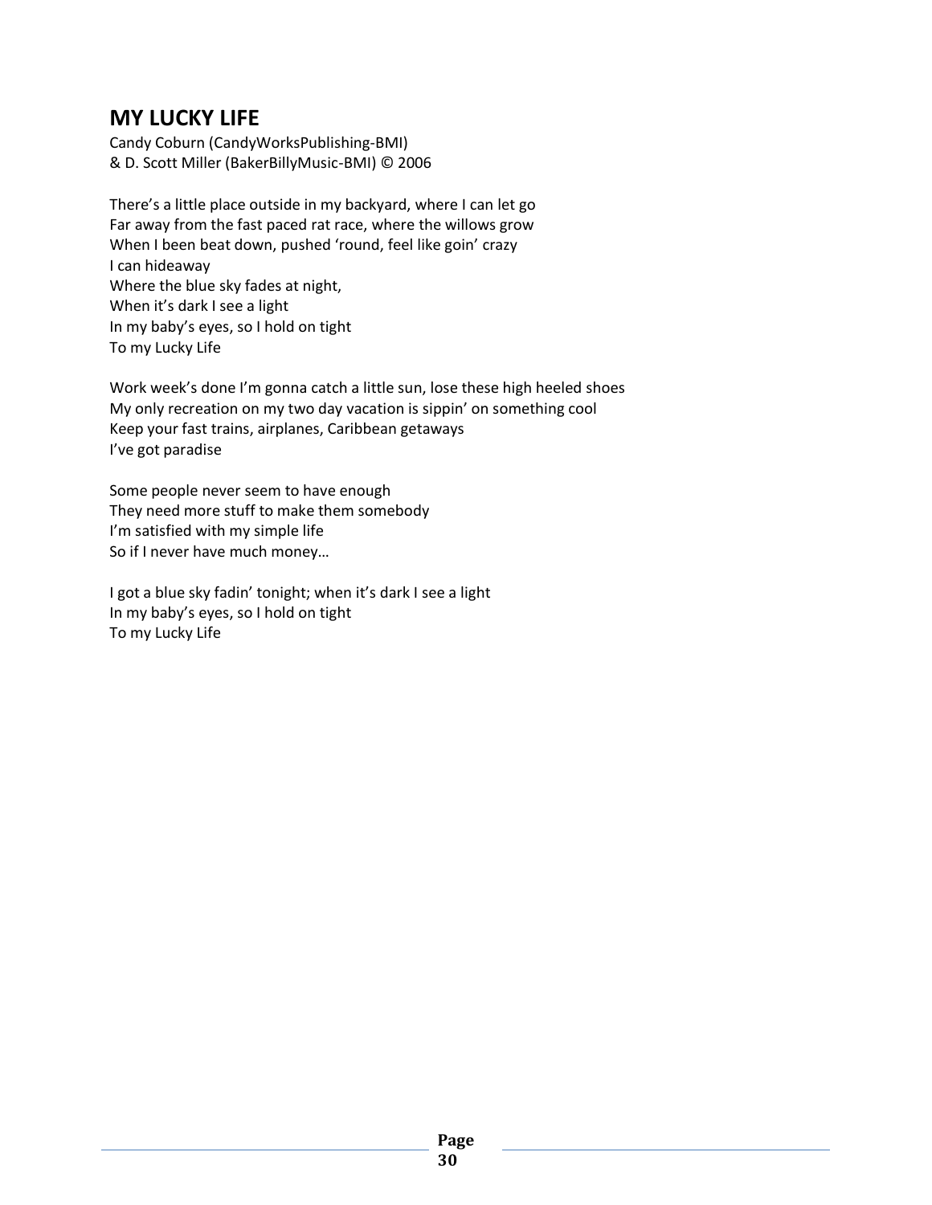## MY LUCKY LIFE

Candy Coburn (CandyWorksPublishing-BMI)
& D. Scott Miller (BakerBillyMusic-BMI) © 2006

There's a little place outside in my backyard, where I can let go
Far away from the fast paced rat race, where the willows grow
When I been beat down, pushed 'round, feel like goin' crazy
I can hideaway
Where the blue sky fades at night,
When it's dark I see a light
In my baby's eyes, so I hold on tight
To my Lucky Life

Work week's done I'm gonna catch a little sun, lose these high heeled shoes
My only recreation on my two day vacation is sippin' on something cool
Keep your fast trains, airplanes, Caribbean getaways
I've got paradise

Some people never seem to have enough
They need more stuff to make them somebody
I'm satisfied with my simple life
So if I never have much money…

I got a blue sky fadin' tonight; when it's dark I see a light
In my baby's eyes, so I hold on tight
To my Lucky Life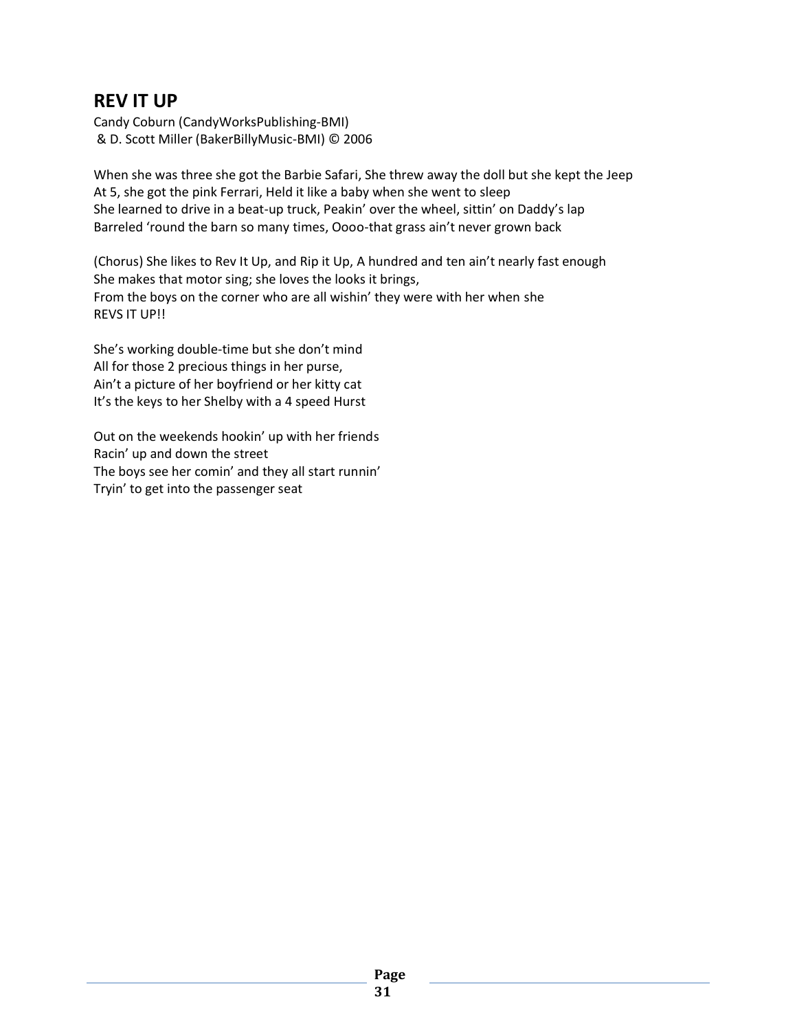## REV IT UP

Candy Coburn (CandyWorksPublishing-BMI)
& D. Scott Miller (BakerBillyMusic-BMI) © 2006

When she was three she got the Barbie Safari, She threw away the doll but she kept the Jeep
At 5, she got the pink Ferrari, Held it like a baby when she went to sleep
She learned to drive in a beat-up truck, Peakin' over the wheel, sittin' on Daddy's lap
Barreled 'round the barn so many times, Oooo-that grass ain't never grown back

(Chorus) She likes to Rev It Up, and Rip it Up, A hundred and ten ain't nearly fast enough
She makes that motor sing; she loves the looks it brings,
From the boys on the corner who are all wishin' they were with her when she
REVS IT UP!!

She's working double-time but she don't mind
All for those 2 precious things in her purse,
Ain't a picture of her boyfriend or her kitty cat
It's the keys to her Shelby with a 4 speed Hurst

Out on the weekends hookin' up with her friends
Racin' up and down the street
The boys see her comin' and they all start runnin'
Tryin' to get into the passenger seat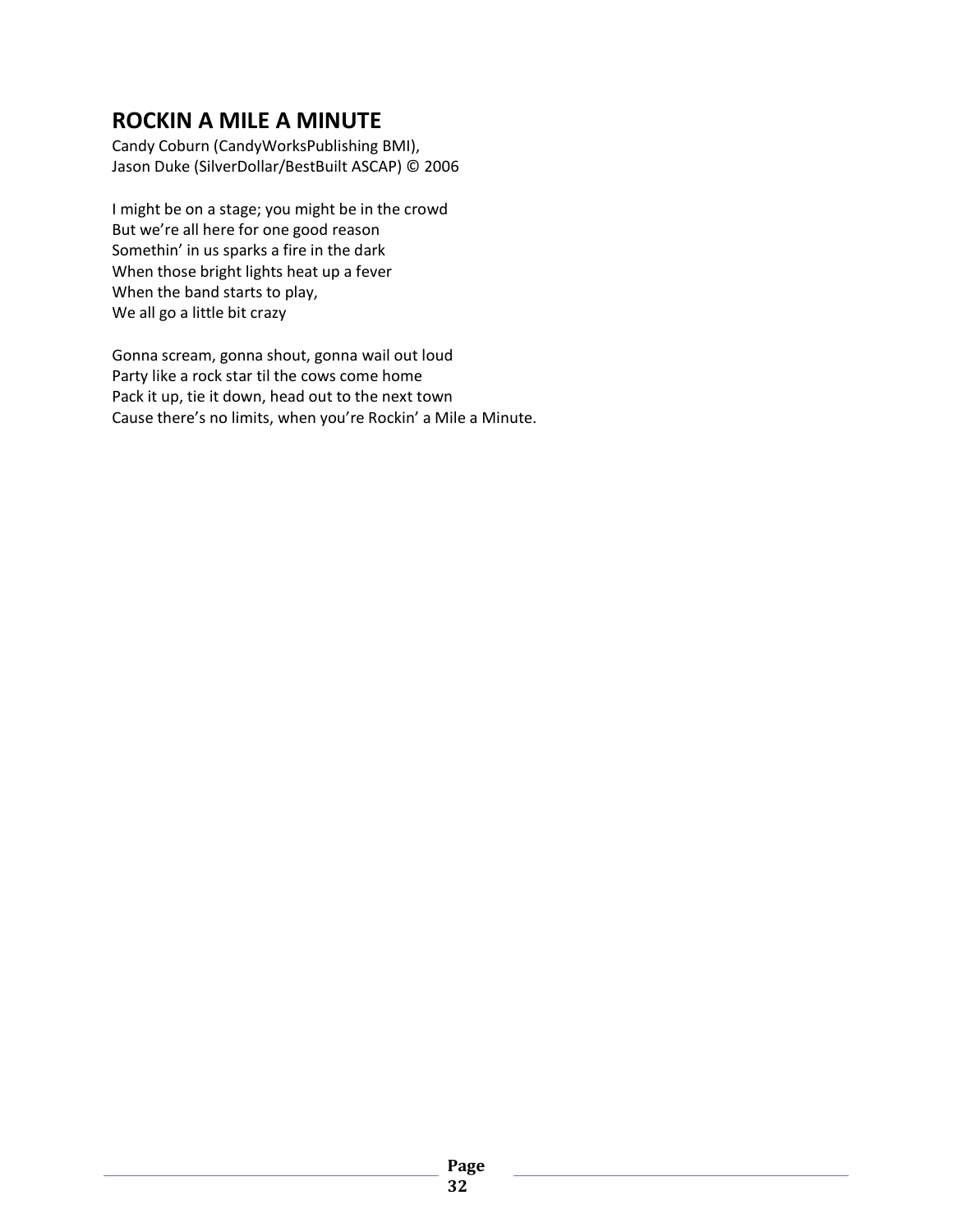## ROCKIN A MILE A MINUTE

Candy Coburn (CandyWorksPublishing BMI),
Jason Duke (SilverDollar/BestBuilt ASCAP) © 2006

I might be on a stage; you might be in the crowd
But we're all here for one good reason
Somethin' in us sparks a fire in the dark
When those bright lights heat up a fever
When the band starts to play,
We all go a little bit crazy

Gonna scream, gonna shout, gonna wail out loud
Party like a rock star til the cows come home
Pack it up, tie it down, head out to the next town
Cause there's no limits, when you're Rockin' a Mile a Minute.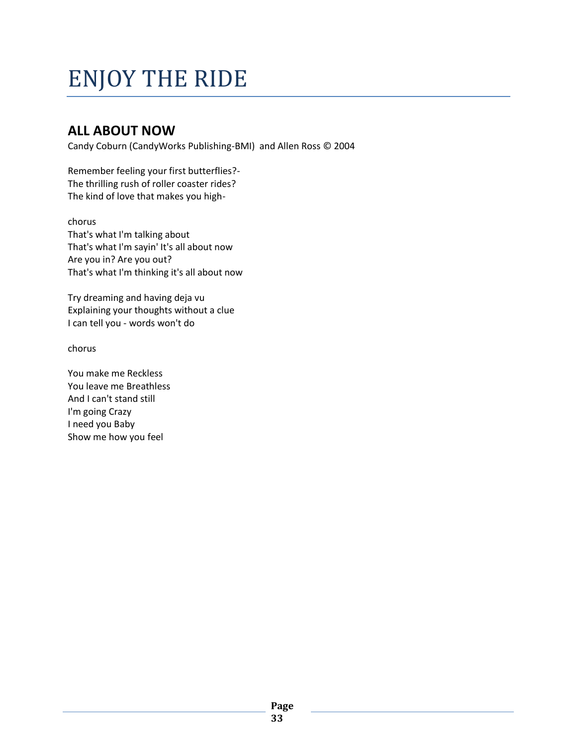# ENJOY THE RIDE

## ALL ABOUT NOW

Candy Coburn (CandyWorks Publishing-BMI) and Allen Ross © 2004

Remember feeling your first butterflies?-
The thrilling rush of roller coaster rides?
The kind of love that makes you high-

chorus
That's what I'm talking about
That's what I'm sayin' It's all about now
Are you in? Are you out?
That's what I'm thinking it's all about now

Try dreaming and having deja vu
Explaining your thoughts without a clue
I can tell you - words won't do

chorus

You make me Reckless
You leave me Breathless
And I can't stand still
I'm going Crazy
I need you Baby
Show me how you feel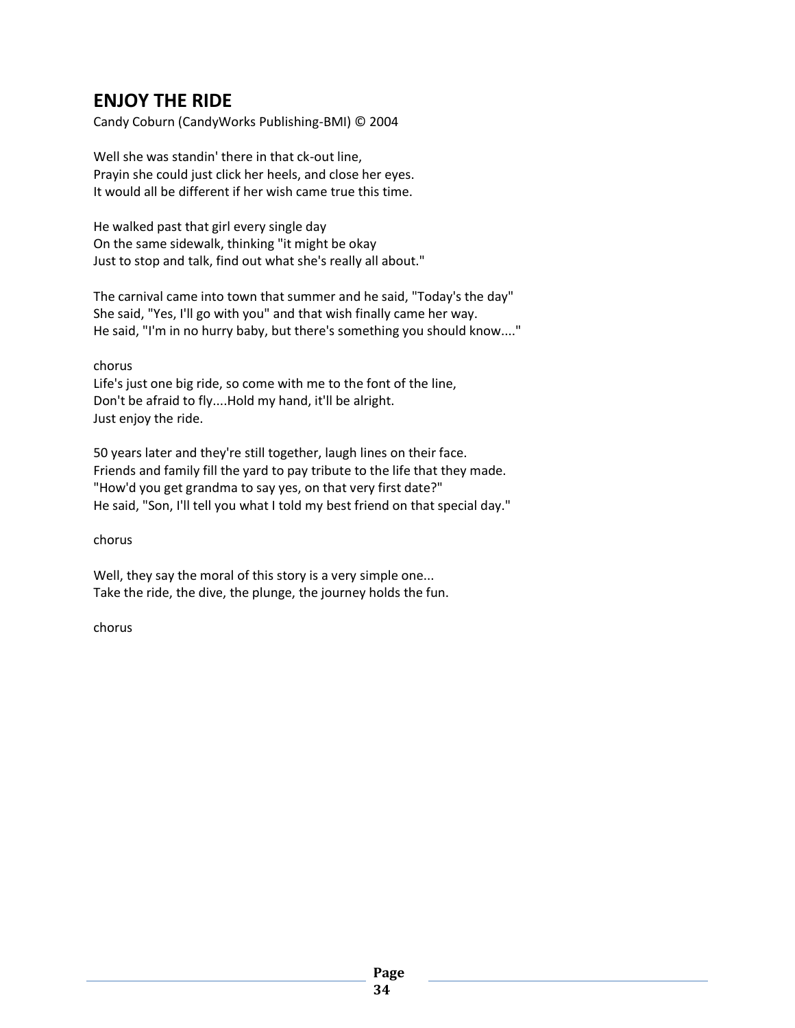## ENJOY THE RIDE

Candy Coburn (CandyWorks Publishing-BMI) © 2004

Well she was standin' there in that ck-out line,
Prayin she could just click her heels, and close her eyes.
It would all be different if her wish came true this time.

He walked past that girl every single day
On the same sidewalk, thinking "it might be okay
Just to stop and talk, find out what she's really all about."

The carnival came into town that summer and he said, "Today's the day"
She said, "Yes, I'll go with you" and that wish finally came her way.
He said, "I'm in no hurry baby, but there's something you should know...."

chorus
Life's just one big ride, so come with me to the font of the line,
Don't be afraid to fly....Hold my hand, it'll be alright.
Just enjoy the ride.

50 years later and they're still together, laugh lines on their face.
Friends and family fill the yard to pay tribute to the life that they made.
"How'd you get grandma to say yes, on that very first date?"
He said, "Son, I'll tell you what I told my best friend on that special day."

chorus

Well, they say the moral of this story is a very simple one...
Take the ride, the dive, the plunge, the journey holds the fun.

chorus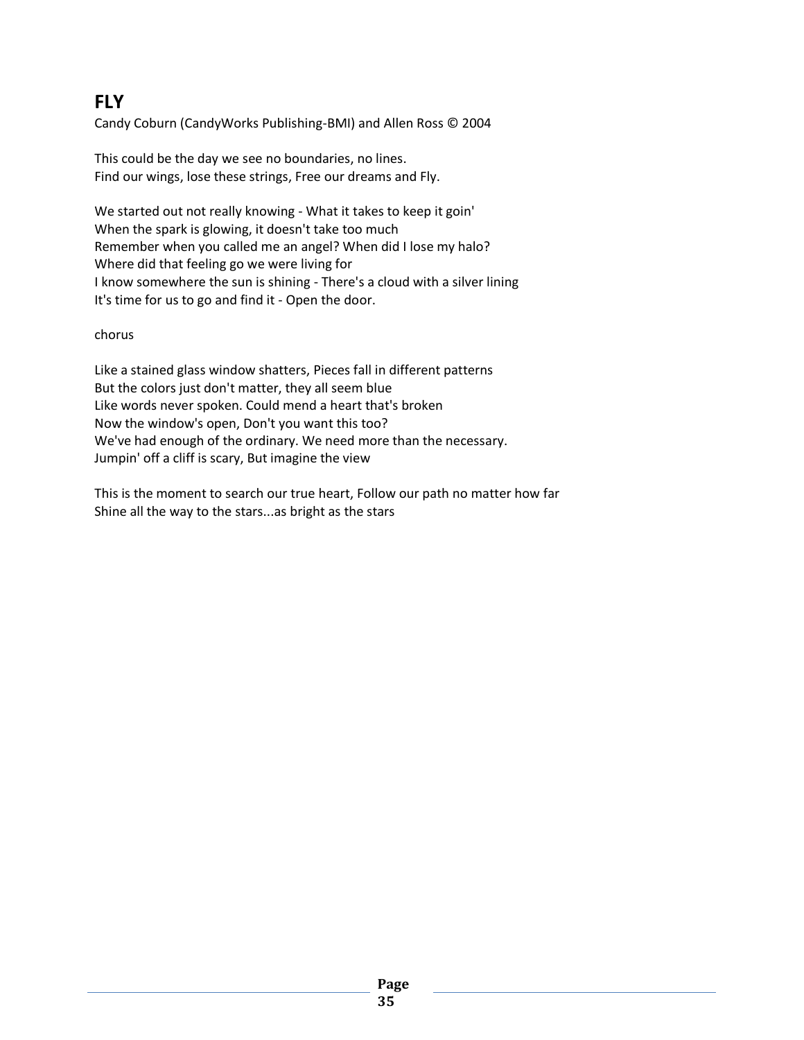## FLY

Candy Coburn (CandyWorks Publishing-BMI) and Allen Ross © 2004

This could be the day we see no boundaries, no lines.
Find our wings, lose these strings, Free our dreams and Fly.

We started out not really knowing - What it takes to keep it goin'
When the spark is glowing, it doesn't take too much
Remember when you called me an angel? When did I lose my halo?
Where did that feeling go we were living for
I know somewhere the sun is shining - There's a cloud with a silver lining
It's time for us to go and find it - Open the door.

chorus

Like a stained glass window shatters, Pieces fall in different patterns
But the colors just don't matter, they all seem blue
Like words never spoken. Could mend a heart that's broken
Now the window's open, Don't you want this too?
We've had enough of the ordinary. We need more than the necessary.
Jumpin' off a cliff is scary, But imagine the view

This is the moment to search our true heart, Follow our path no matter how far
Shine all the way to the stars...as bright as the stars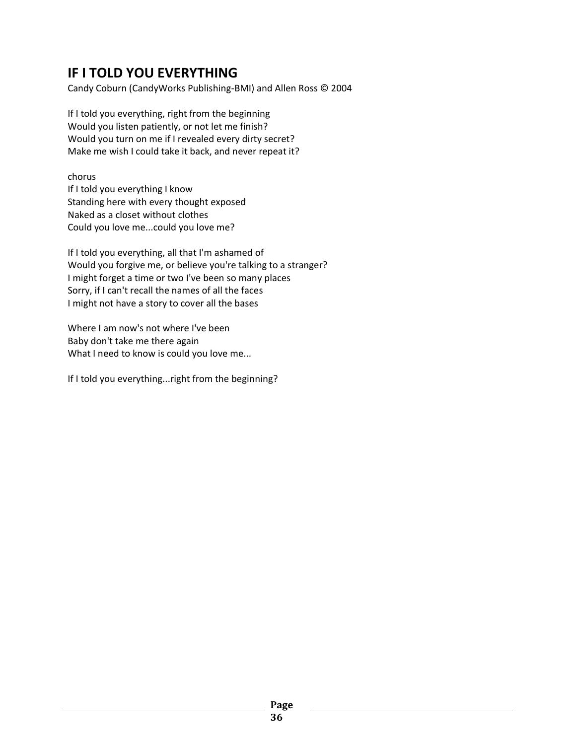## IF I TOLD YOU EVERYTHING

Candy Coburn (CandyWorks Publishing-BMI) and Allen Ross © 2004

If I told you everything, right from the beginning  
Would you listen patiently, or not let me finish?  
Would you turn on me if I revealed every dirty secret?  
Make me wish I could take it back, and never repeat it?

chorus  
If I told you everything I know  
Standing here with every thought exposed  
Naked as a closet without clothes  
Could you love me...could you love me?

If I told you everything, all that I'm ashamed of  
Would you forgive me, or believe you're talking to a stranger?  
I might forget a time or two I've been so many places  
Sorry, if I can't recall the names of all the faces  
I might not have a story to cover all the bases

Where I am now's not where I've been  
Baby don't take me there again  
What I need to know is could you love me...

If I told you everything...right from the beginning?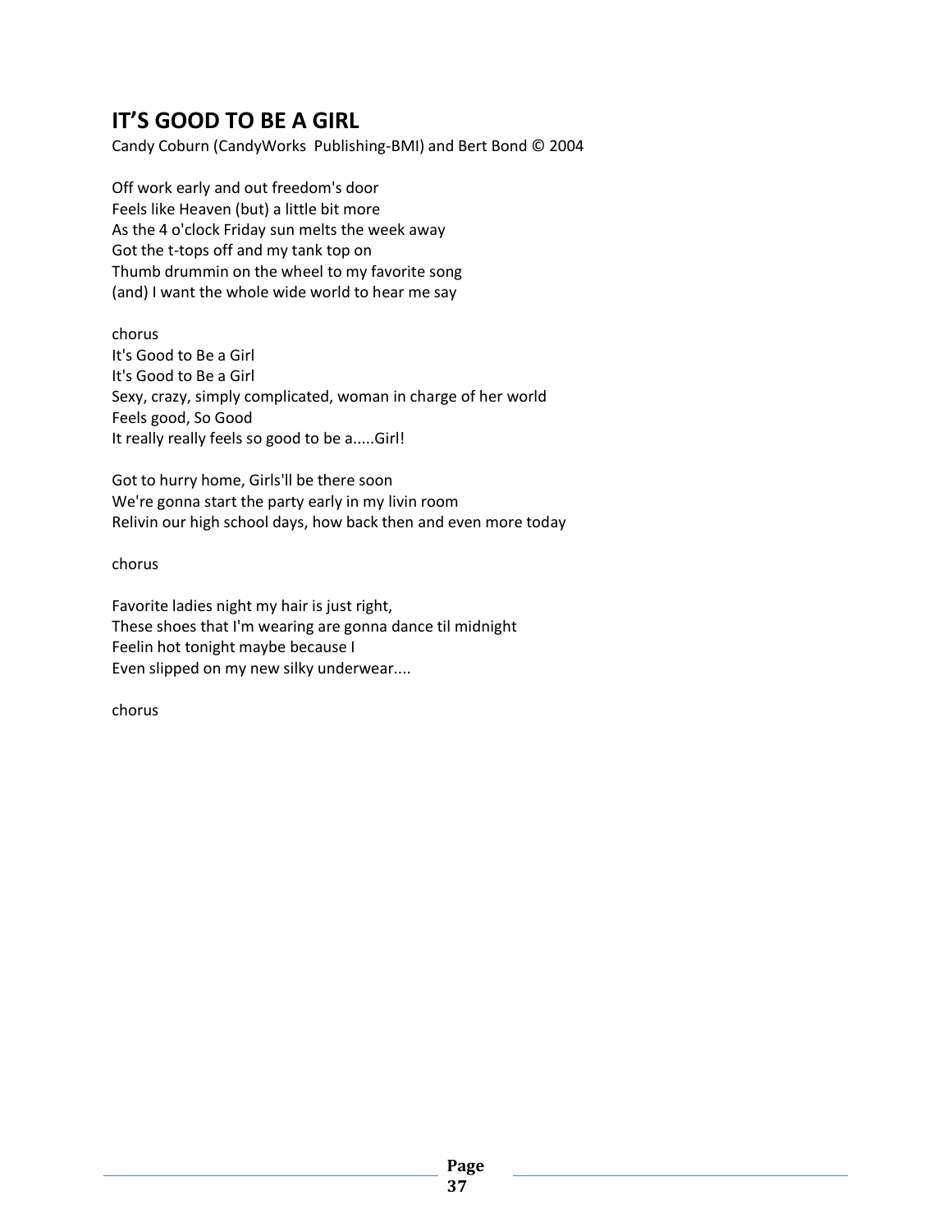## IT'S GOOD TO BE A GIRL

Candy Coburn (CandyWorks Publishing-BMI) and Bert Bond © 2004

Off work early and out freedom's door  
Feels like Heaven (but) a little bit more  
As the 4 o'clock Friday sun melts the week away  
Got the t-tops off and my tank top on  
Thumb drummin on the wheel to my favorite song  
(and) I want the whole wide world to hear me say

chorus  
It's Good to Be a Girl  
It's Good to Be a Girl  
Sexy, crazy, simply complicated, woman in charge of her world  
Feels good, So Good  
It really really feels so good to be a.....Girl!

Got to hurry home, Girls'll be there soon  
We're gonna start the party early in my livin room  
Relivin our high school days, how back then and even more today

chorus

Favorite ladies night my hair is just right,  
These shoes that I'm wearing are gonna dance til midnight  
Feelin hot tonight maybe because I  
Even slipped on my new silky underwear....

chorus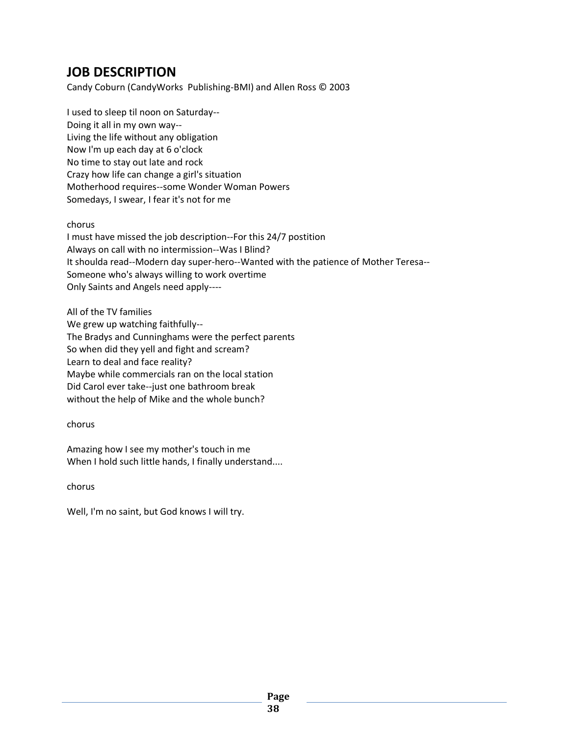## JOB DESCRIPTION

Candy Coburn (CandyWorks Publishing-BMI) and Allen Ross © 2003

I used to sleep til noon on Saturday--
Doing it all in my own way--
Living the life without any obligation
Now I'm up each day at 6 o'clock
No time to stay out late and rock
Crazy how life can change a girl's situation
Motherhood requires--some Wonder Woman Powers
Somedays, I swear, I fear it's not for me

chorus
I must have missed the job description--For this 24/7 postition
Always on call with no intermission--Was I Blind?
It shoulda read--Modern day super-hero--Wanted with the patience of Mother Teresa--
Someone who's always willing to work overtime
Only Saints and Angels need apply----

All of the TV families
We grew up watching faithfully--
The Bradys and Cunninghams were the perfect parents
So when did they yell and fight and scream?
Learn to deal and face reality?
Maybe while commercials ran on the local station
Did Carol ever take--just one bathroom break
without the help of Mike and the whole bunch?

chorus

Amazing how I see my mother's touch in me
When I hold such little hands, I finally understand....

chorus

Well, I'm no saint, but God knows I will try.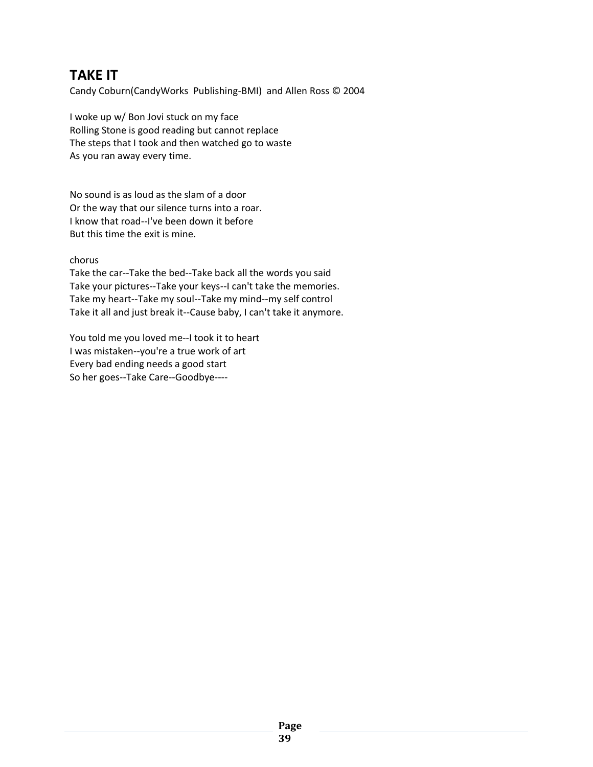## TAKE IT

Candy Coburn(CandyWorks  Publishing-BMI)  and Allen Ross © 2004

I woke up w/ Bon Jovi stuck on my face
Rolling Stone is good reading but cannot replace
The steps that I took and then watched go to waste
As you ran away every time.

No sound is as loud as the slam of a door
Or the way that our silence turns into a roar.
I know that road--I've been down it before
But this time the exit is mine.

chorus
Take the car--Take the bed--Take back all the words you said
Take your pictures--Take your keys--I can't take the memories.
Take my heart--Take my soul--Take my mind--my self control
Take it all and just break it--Cause baby, I can't take it anymore.

You told me you loved me--I took it to heart
I was mistaken--you're a true work of art
Every bad ending needs a good start
So her goes--Take Care--Goodbye----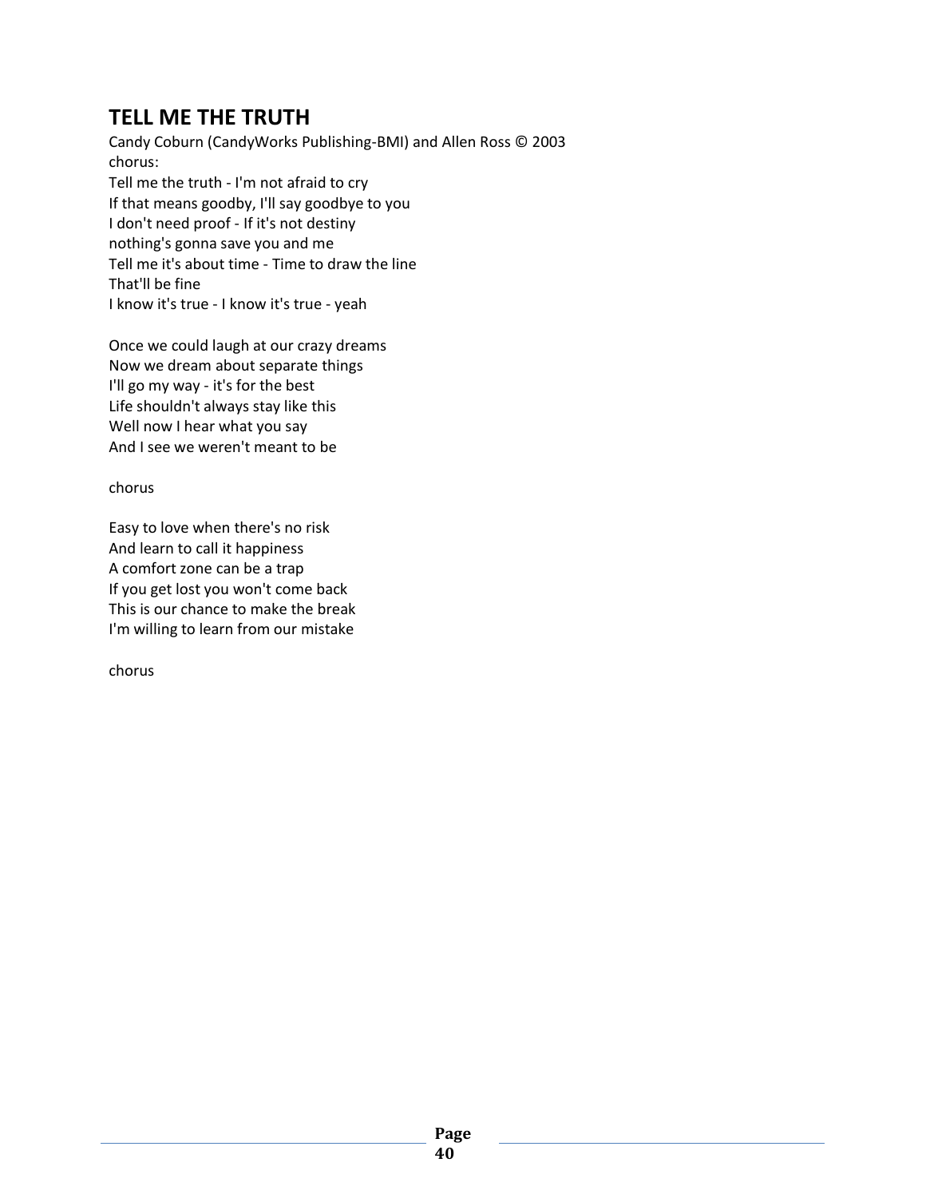## TELL ME THE TRUTH

Candy Coburn (CandyWorks Publishing-BMI) and Allen Ross © 2003
chorus:
Tell me the truth - I'm not afraid to cry
If that means goodby, I'll say goodbye to you
I don't need proof - If it's not destiny
nothing's gonna save you and me
Tell me it's about time - Time to draw the line
That'll be fine
I know it's true - I know it's true - yeah

Once we could laugh at our crazy dreams
Now we dream about separate things
I'll go my way - it's for the best
Life shouldn't always stay like this
Well now I hear what you say
And I see we weren't meant to be

chorus

Easy to love when there's no risk
And learn to call it happiness
A comfort zone can be a trap
If you get lost you won't come back
This is our chance to make the break
I'm willing to learn from our mistake

chorus